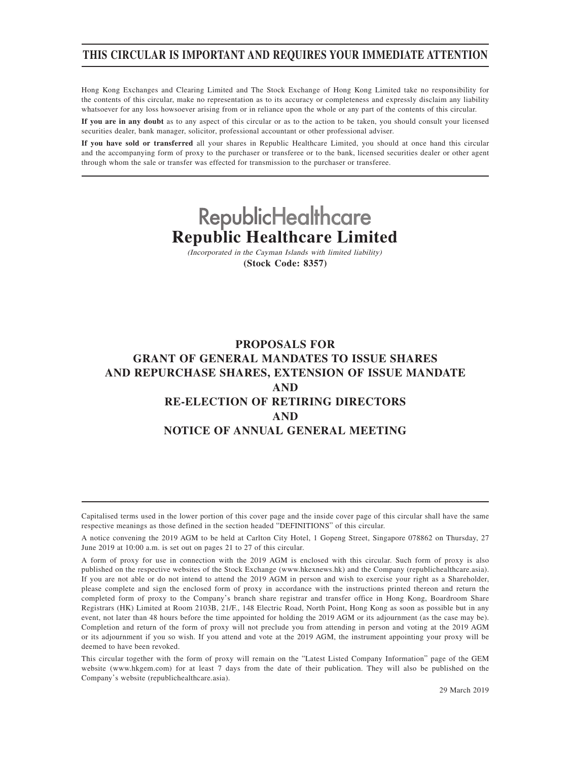# THIS CIRCULAR IS IMPORTANT AND REQUIRES YOUR IMMEDIATE ATTENTION

Hong Kong Exchanges and Clearing Limited and The Stock Exchange of Hong Kong Limited take no responsibility for the contents of this circular, make no representation as to its accuracy or completeness and expressly disclaim any liability whatsoever for any loss howsoever arising from or in reliance upon the whole or any part of the contents of this circular.

**If you are in any doubt** as to any aspect of this circular or as to the action to be taken, you should consult your licensed securities dealer, bank manager, solicitor, professional accountant or other professional adviser.

**If you have sold or transferred** all your shares in Republic Healthcare Limited, you should at once hand this circular and the accompanying form of proxy to the purchaser or transferee or to the bank, licensed securities dealer or other agent through whom the sale or transfer was effected for transmission to the purchaser or transferee.

RepublicHealthcare

**Republic Healthcare Limited**

*(Incorporated in the Cayman Islands with limited liability)*

**(Stock Code: 8357)**

## PROPOSALS FOR GRANT OF GENERAL MANDATES TO ISSUE SHARES AND REPURCHASE SHARES, EXTENSION OF ISSUE MANDATE AND RE-ELECTION OF RETIRING DIRECTORS AND NOTICE OF ANNUAL GENERAL MEETING

Capitalised terms used in the lower portion of this cover page and the inside cover page of this circular shall have the same respective meanings as those defined in the section headed "DEFINITIONS" of this circular.

A notice convening the 2019 AGM to be held at Carlton City Hotel, 1 Gopeng Street, Singapore 078862 on Thursday, 27 June 2019 at 10:00 a.m. is set out on pages 21 to 27 of this circular.

A form of proxy for use in connection with the 2019 AGM is enclosed with this circular. Such form of proxy is also published on the respective websites of the Stock Exchange (www.hkexnews.hk) and the Company (republichealthcare.asia). If you are not able or do not intend to attend the 2019 AGM in person and wish to exercise your right as a Shareholder, please complete and sign the enclosed form of proxy in accordance with the instructions printed thereon and return the completed form of proxy to the Company's branch share registrar and transfer office in Hong Kong, Boardroom Share Registrars (HK) Limited at Room 2103B, 21/F., 148 Electric Road, North Point, Hong Kong as soon as possible but in any event, not later than 48 hours before the time appointed for holding the 2019 AGM or its adjournment (as the case may be). Completion and return of the form of proxy will not preclude you from attending in person and voting at the 2019 AGM or its adjournment if you so wish. If you attend and vote at the 2019 AGM, the instrument appointing your proxy will be deemed to have been revoked.

This circular together with the form of proxy will remain on the "Latest Listed Company Information" page of the GEM website (www.hkgem.com) for at least 7 days from the date of their publication. They will also be published on the Company's website (republichealthcare.asia).

29 March 2019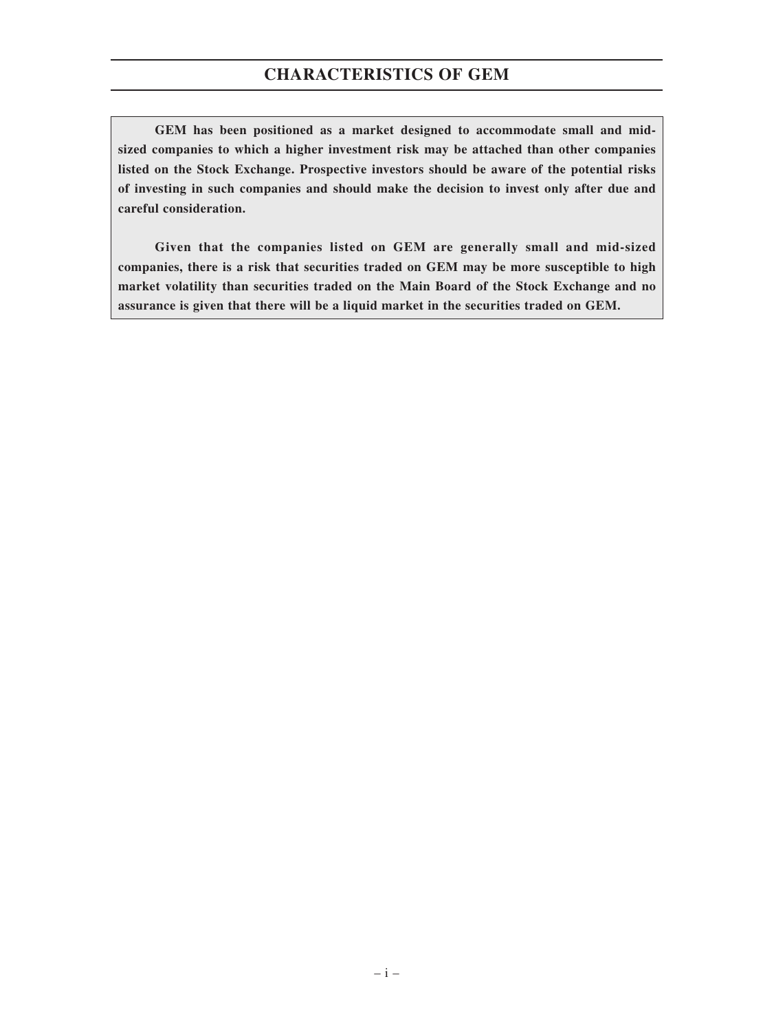# CHARACTERISTICS OF GEM

**GEM has been positioned as a market designed to accommodate small and mid-sized companies to which a higher investment risk may be attached than other companies listed on the Stock Exchange. Prospective investors should be aware of the potential risks of investing in such companies and should make the decision to invest only after due and careful consideration.**

**Given that the companies listed on GEM are generally small and mid-sized companies, there is a risk that securities traded on GEM may be more susceptible to high market volatility than securities traded on the Main Board of the Stock Exchange and no assurance is given that there will be a liquid market in the securities traded on GEM.**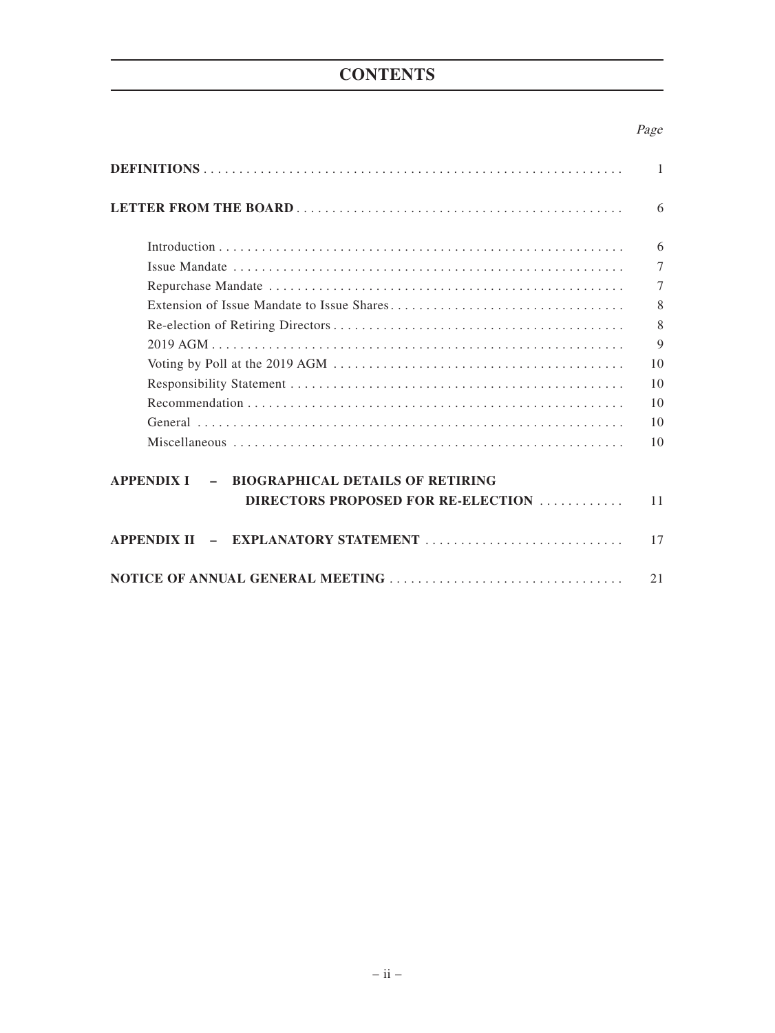# CONTENTS

| | Page |
|---|---|
| **DEFINITIONS** | 1 |
| **LETTER FROM THE BOARD** | 6 |
| Introduction | 6 |
| Issue Mandate | 7 |
| Repurchase Mandate | 7 |
| Extension of Issue Mandate to Issue Shares | 8 |
| Re-election of Retiring Directors | 8 |
| 2019 AGM | 9 |
| Voting by Poll at the 2019 AGM | 10 |
| Responsibility Statement | 10 |
| Recommendation | 10 |
| General | 10 |
| Miscellaneous | 10 |
| **APPENDIX I – BIOGRAPHICAL DETAILS OF RETIRING DIRECTORS PROPOSED FOR RE-ELECTION** | 11 |
| **APPENDIX II – EXPLANATORY STATEMENT** | 17 |
| **NOTICE OF ANNUAL GENERAL MEETING** | 21 |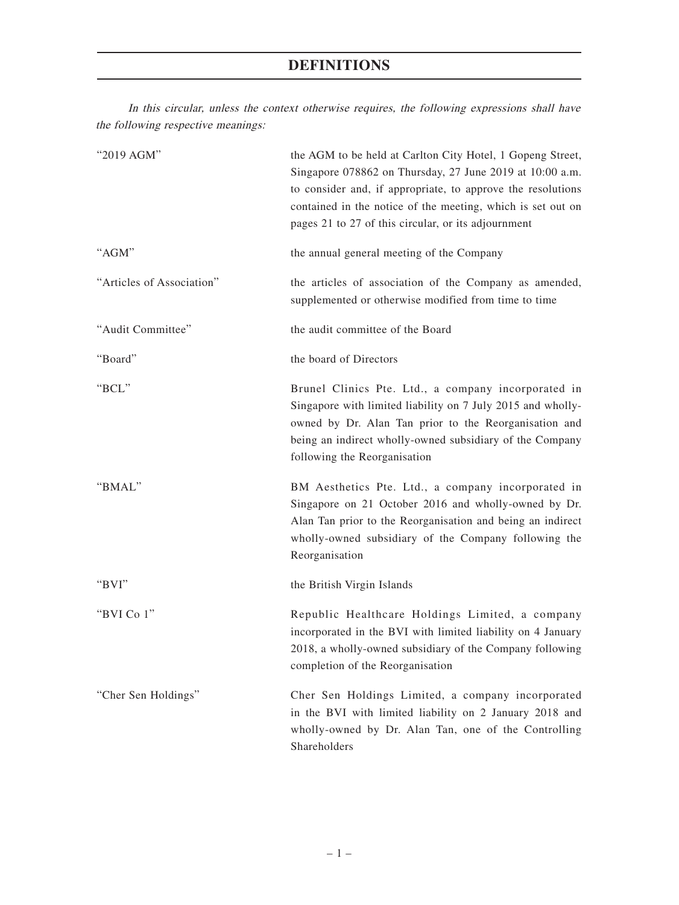# DEFINITIONS

*In this circular, unless the context otherwise requires, the following expressions shall have the following respective meanings:*

| | |
|---|---|
| "2019 AGM" | the AGM to be held at Carlton City Hotel, 1 Gopeng Street, Singapore 078862 on Thursday, 27 June 2019 at 10:00 a.m. to consider and, if appropriate, to approve the resolutions contained in the notice of the meeting, which is set out on pages 21 to 27 of this circular, or its adjournment |
| "AGM" | the annual general meeting of the Company |
| "Articles of Association" | the articles of association of the Company as amended, supplemented or otherwise modified from time to time |
| "Audit Committee" | the audit committee of the Board |
| "Board" | the board of Directors |
| "BCL" | Brunel Clinics Pte. Ltd., a company incorporated in Singapore with limited liability on 7 July 2015 and wholly-owned by Dr. Alan Tan prior to the Reorganisation and being an indirect wholly-owned subsidiary of the Company following the Reorganisation |
| "BMAL" | BM Aesthetics Pte. Ltd., a company incorporated in Singapore on 21 October 2016 and wholly-owned by Dr. Alan Tan prior to the Reorganisation and being an indirect wholly-owned subsidiary of the Company following the Reorganisation |
| "BVI" | the British Virgin Islands |
| "BVI Co 1" | Republic Healthcare Holdings Limited, a company incorporated in the BVI with limited liability on 4 January 2018, a wholly-owned subsidiary of the Company following completion of the Reorganisation |
| "Cher Sen Holdings" | Cher Sen Holdings Limited, a company incorporated in the BVI with limited liability on 2 January 2018 and wholly-owned by Dr. Alan Tan, one of the Controlling Shareholders |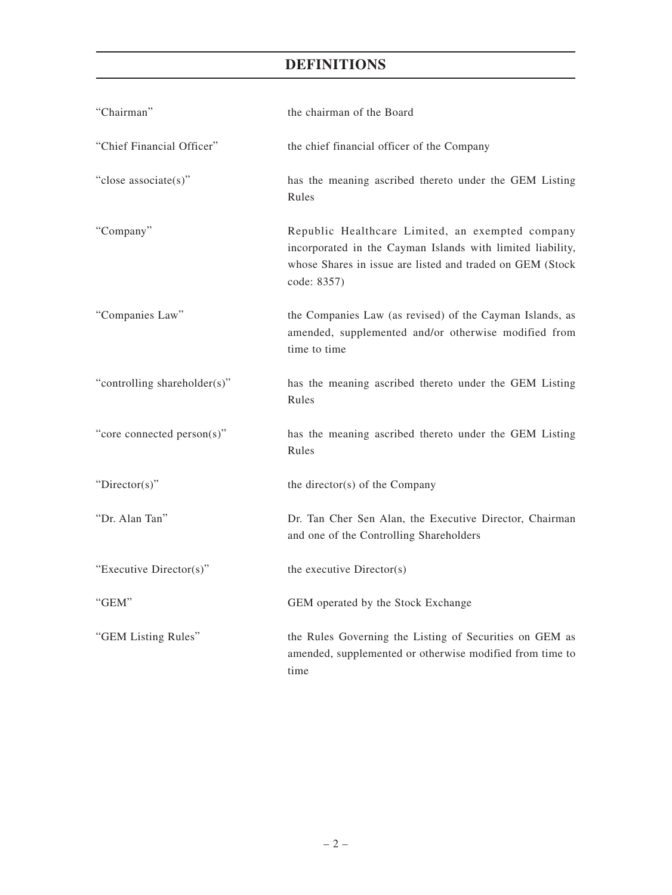# DEFINITIONS

| | |
|---|---|
| "Chairman" | the chairman of the Board |
| "Chief Financial Officer" | the chief financial officer of the Company |
| "close associate(s)" | has the meaning ascribed thereto under the GEM Listing Rules |
| "Company" | Republic Healthcare Limited, an exempted company incorporated in the Cayman Islands with limited liability, whose Shares in issue are listed and traded on GEM (Stock code: 8357) |
| "Companies Law" | the Companies Law (as revised) of the Cayman Islands, as amended, supplemented and/or otherwise modified from time to time |
| "controlling shareholder(s)" | has the meaning ascribed thereto under the GEM Listing Rules |
| "core connected person(s)" | has the meaning ascribed thereto under the GEM Listing Rules |
| "Director(s)" | the director(s) of the Company |
| "Dr. Alan Tan" | Dr. Tan Cher Sen Alan, the Executive Director, Chairman and one of the Controlling Shareholders |
| "Executive Director(s)" | the executive Director(s) |
| "GEM" | GEM operated by the Stock Exchange |
| "GEM Listing Rules" | the Rules Governing the Listing of Securities on GEM as amended, supplemented or otherwise modified from time to time |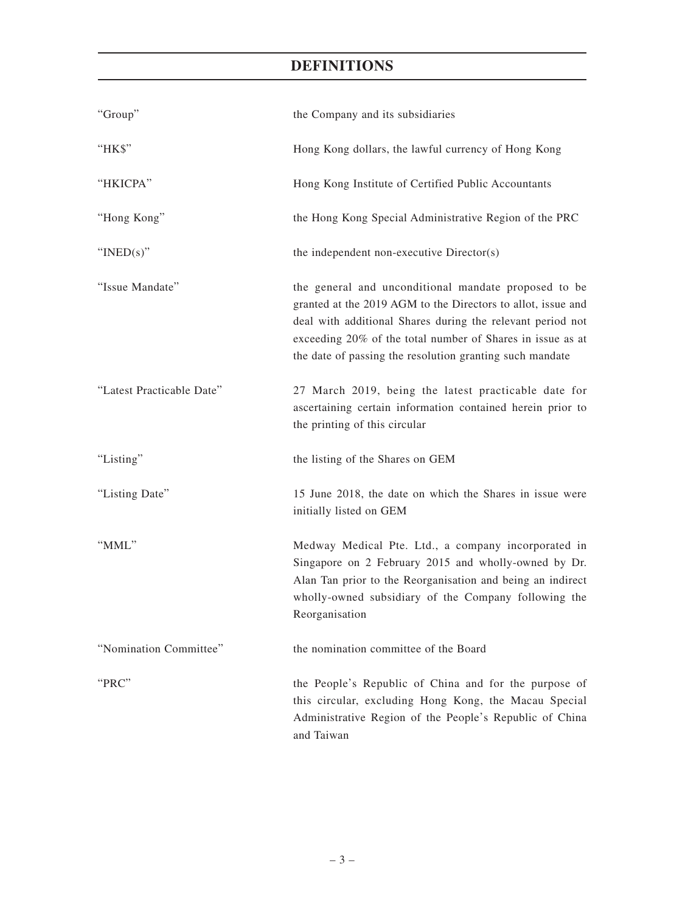# DEFINITIONS

| | |
|---|---|
| "Group" | the Company and its subsidiaries |
| "HK$" | Hong Kong dollars, the lawful currency of Hong Kong |
| "HKICPA" | Hong Kong Institute of Certified Public Accountants |
| "Hong Kong" | the Hong Kong Special Administrative Region of the PRC |
| "INED(s)" | the independent non-executive Director(s) |
| "Issue Mandate" | the general and unconditional mandate proposed to be granted at the 2019 AGM to the Directors to allot, issue and deal with additional Shares during the relevant period not exceeding 20% of the total number of Shares in issue as at the date of passing the resolution granting such mandate |
| "Latest Practicable Date" | 27 March 2019, being the latest practicable date for ascertaining certain information contained herein prior to the printing of this circular |
| "Listing" | the listing of the Shares on GEM |
| "Listing Date" | 15 June 2018, the date on which the Shares in issue were initially listed on GEM |
| "MML" | Medway Medical Pte. Ltd., a company incorporated in Singapore on 2 February 2015 and wholly-owned by Dr. Alan Tan prior to the Reorganisation and being an indirect wholly-owned subsidiary of the Company following the Reorganisation |
| "Nomination Committee" | the nomination committee of the Board |
| "PRC" | the People's Republic of China and for the purpose of this circular, excluding Hong Kong, the Macau Special Administrative Region of the People's Republic of China and Taiwan |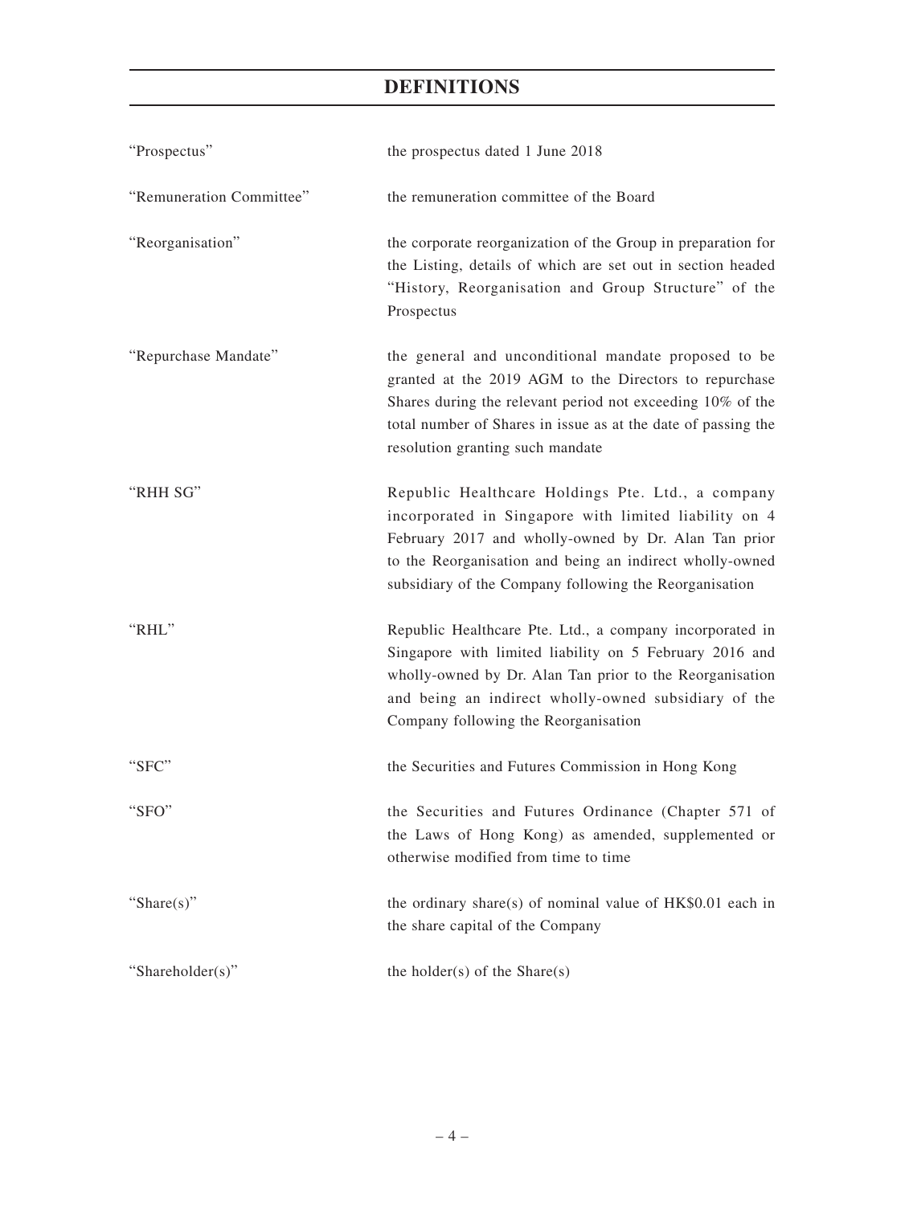# DEFINITIONS

| | |
|---|---|
| "Prospectus" | the prospectus dated 1 June 2018 |
| "Remuneration Committee" | the remuneration committee of the Board |
| "Reorganisation" | the corporate reorganization of the Group in preparation for the Listing, details of which are set out in section headed "History, Reorganisation and Group Structure" of the Prospectus |
| "Repurchase Mandate" | the general and unconditional mandate proposed to be granted at the 2019 AGM to the Directors to repurchase Shares during the relevant period not exceeding 10% of the total number of Shares in issue as at the date of passing the resolution granting such mandate |
| "RHH SG" | Republic Healthcare Holdings Pte. Ltd., a company incorporated in Singapore with limited liability on 4 February 2017 and wholly-owned by Dr. Alan Tan prior to the Reorganisation and being an indirect wholly-owned subsidiary of the Company following the Reorganisation |
| "RHL" | Republic Healthcare Pte. Ltd., a company incorporated in Singapore with limited liability on 5 February 2016 and wholly-owned by Dr. Alan Tan prior to the Reorganisation and being an indirect wholly-owned subsidiary of the Company following the Reorganisation |
| "SFC" | the Securities and Futures Commission in Hong Kong |
| "SFO" | the Securities and Futures Ordinance (Chapter 571 of the Laws of Hong Kong) as amended, supplemented or otherwise modified from time to time |
| "Share(s)" | the ordinary share(s) of nominal value of HK$0.01 each in the share capital of the Company |
| "Shareholder(s)" | the holder(s) of the Share(s) |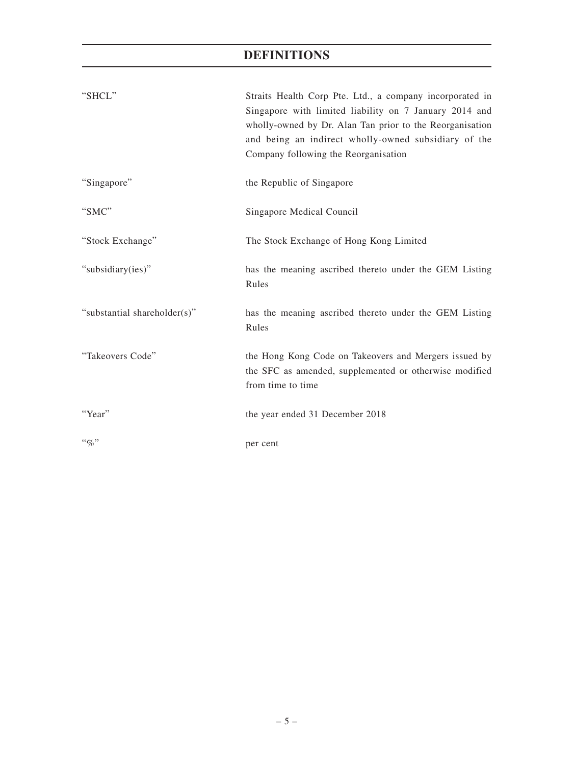# DEFINITIONS

| | |
|---|---|
| "SHCL" | Straits Health Corp Pte. Ltd., a company incorporated in Singapore with limited liability on 7 January 2014 and wholly-owned by Dr. Alan Tan prior to the Reorganisation and being an indirect wholly-owned subsidiary of the Company following the Reorganisation |
| "Singapore" | the Republic of Singapore |
| "SMC" | Singapore Medical Council |
| "Stock Exchange" | The Stock Exchange of Hong Kong Limited |
| "subsidiary(ies)" | has the meaning ascribed thereto under the GEM Listing Rules |
| "substantial shareholder(s)" | has the meaning ascribed thereto under the GEM Listing Rules |
| "Takeovers Code" | the Hong Kong Code on Takeovers and Mergers issued by the SFC as amended, supplemented or otherwise modified from time to time |
| "Year" | the year ended 31 December 2018 |
| "%" | per cent |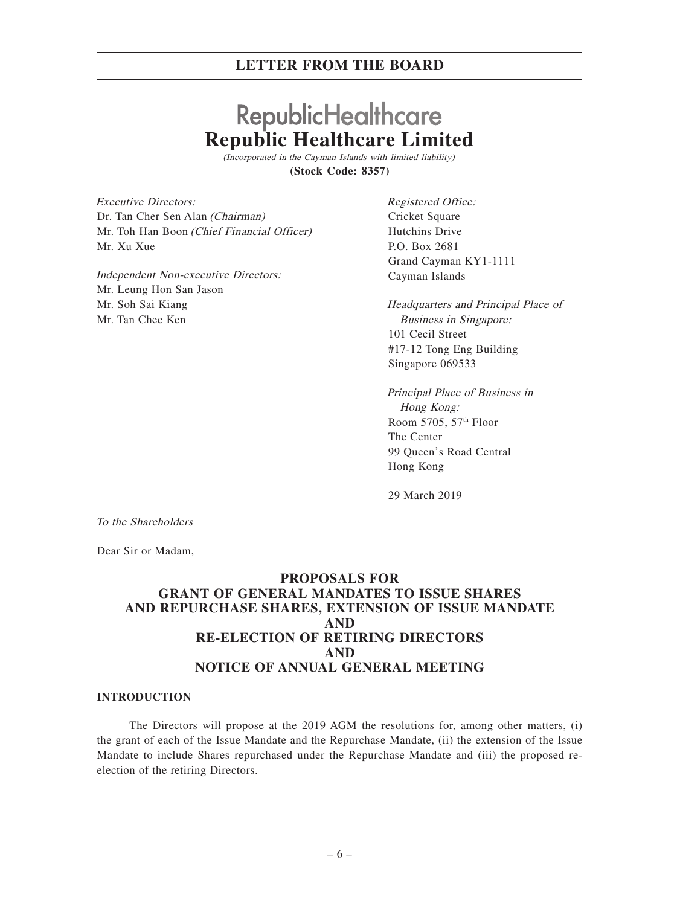# LETTER FROM THE BOARD

# Republic Healthcare Limited

*(Incorporated in the Cayman Islands with limited liability)*

**(Stock Code: 8357)**

*Executive Directors:*
Dr. Tan Cher Sen Alan *(Chairman)*
Mr. Toh Han Boon *(Chief Financial Officer)*
Mr. Xu Xue

*Independent Non-executive Directors:*
Mr. Leung Hon San Jason
Mr. Soh Sai Kiang
Mr. Tan Chee Ken

*Registered Office:*
Cricket Square
Hutchins Drive
P.O. Box 2681
Grand Cayman KY1-1111
Cayman Islands

*Headquarters and Principal Place of Business in Singapore:*
101 Cecil Street
#17-12 Tong Eng Building
Singapore 069533

*Principal Place of Business in Hong Kong:*
Room 5705, 57th Floor
The Center
99 Queen's Road Central
Hong Kong

29 March 2019

*To the Shareholders*

Dear Sir or Madam,

**PROPOSALS FOR GRANT OF GENERAL MANDATES TO ISSUE SHARES AND REPURCHASE SHARES, EXTENSION OF ISSUE MANDATE AND RE-ELECTION OF RETIRING DIRECTORS AND NOTICE OF ANNUAL GENERAL MEETING**

## INTRODUCTION

The Directors will propose at the 2019 AGM the resolutions for, among other matters, (i) the grant of each of the Issue Mandate and the Repurchase Mandate, (ii) the extension of the Issue Mandate to include Shares repurchased under the Repurchase Mandate and (iii) the proposed re-election of the retiring Directors.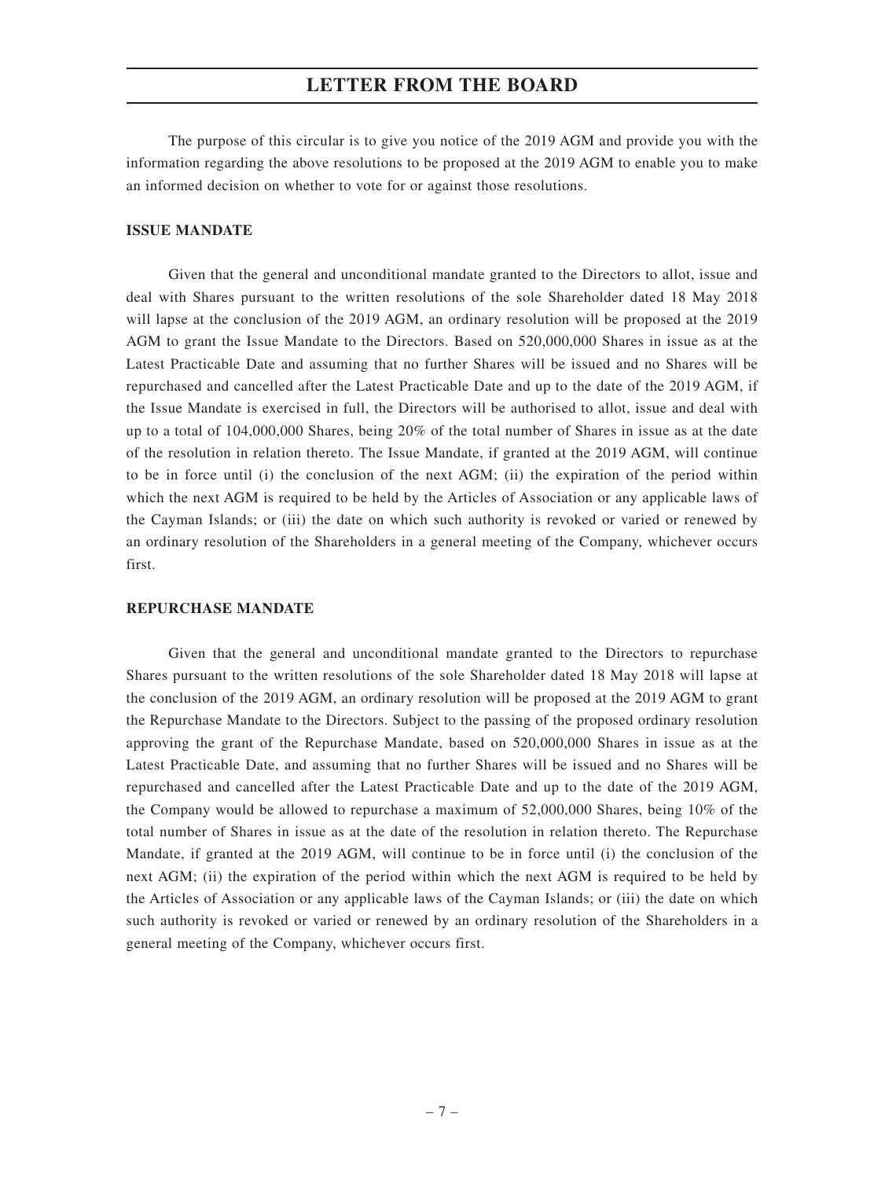The purpose of this circular is to give you notice of the 2019 AGM and provide you with the information regarding the above resolutions to be proposed at the 2019 AGM to enable you to make an informed decision on whether to vote for or against those resolutions.

## ISSUE MANDATE

Given that the general and unconditional mandate granted to the Directors to allot, issue and deal with Shares pursuant to the written resolutions of the sole Shareholder dated 18 May 2018 will lapse at the conclusion of the 2019 AGM, an ordinary resolution will be proposed at the 2019 AGM to grant the Issue Mandate to the Directors. Based on 520,000,000 Shares in issue as at the Latest Practicable Date and assuming that no further Shares will be issued and no Shares will be repurchased and cancelled after the Latest Practicable Date and up to the date of the 2019 AGM, if the Issue Mandate is exercised in full, the Directors will be authorised to allot, issue and deal with up to a total of 104,000,000 Shares, being 20% of the total number of Shares in issue as at the date of the resolution in relation thereto. The Issue Mandate, if granted at the 2019 AGM, will continue to be in force until (i) the conclusion of the next AGM; (ii) the expiration of the period within which the next AGM is required to be held by the Articles of Association or any applicable laws of the Cayman Islands; or (iii) the date on which such authority is revoked or varied or renewed by an ordinary resolution of the Shareholders in a general meeting of the Company, whichever occurs first.

## REPURCHASE MANDATE

Given that the general and unconditional mandate granted to the Directors to repurchase Shares pursuant to the written resolutions of the sole Shareholder dated 18 May 2018 will lapse at the conclusion of the 2019 AGM, an ordinary resolution will be proposed at the 2019 AGM to grant the Repurchase Mandate to the Directors. Subject to the passing of the proposed ordinary resolution approving the grant of the Repurchase Mandate, based on 520,000,000 Shares in issue as at the Latest Practicable Date, and assuming that no further Shares will be issued and no Shares will be repurchased and cancelled after the Latest Practicable Date and up to the date of the 2019 AGM, the Company would be allowed to repurchase a maximum of 52,000,000 Shares, being 10% of the total number of Shares in issue as at the date of the resolution in relation thereto. The Repurchase Mandate, if granted at the 2019 AGM, will continue to be in force until (i) the conclusion of the next AGM; (ii) the expiration of the period within which the next AGM is required to be held by the Articles of Association or any applicable laws of the Cayman Islands; or (iii) the date on which such authority is revoked or varied or renewed by an ordinary resolution of the Shareholders in a general meeting of the Company, whichever occurs first.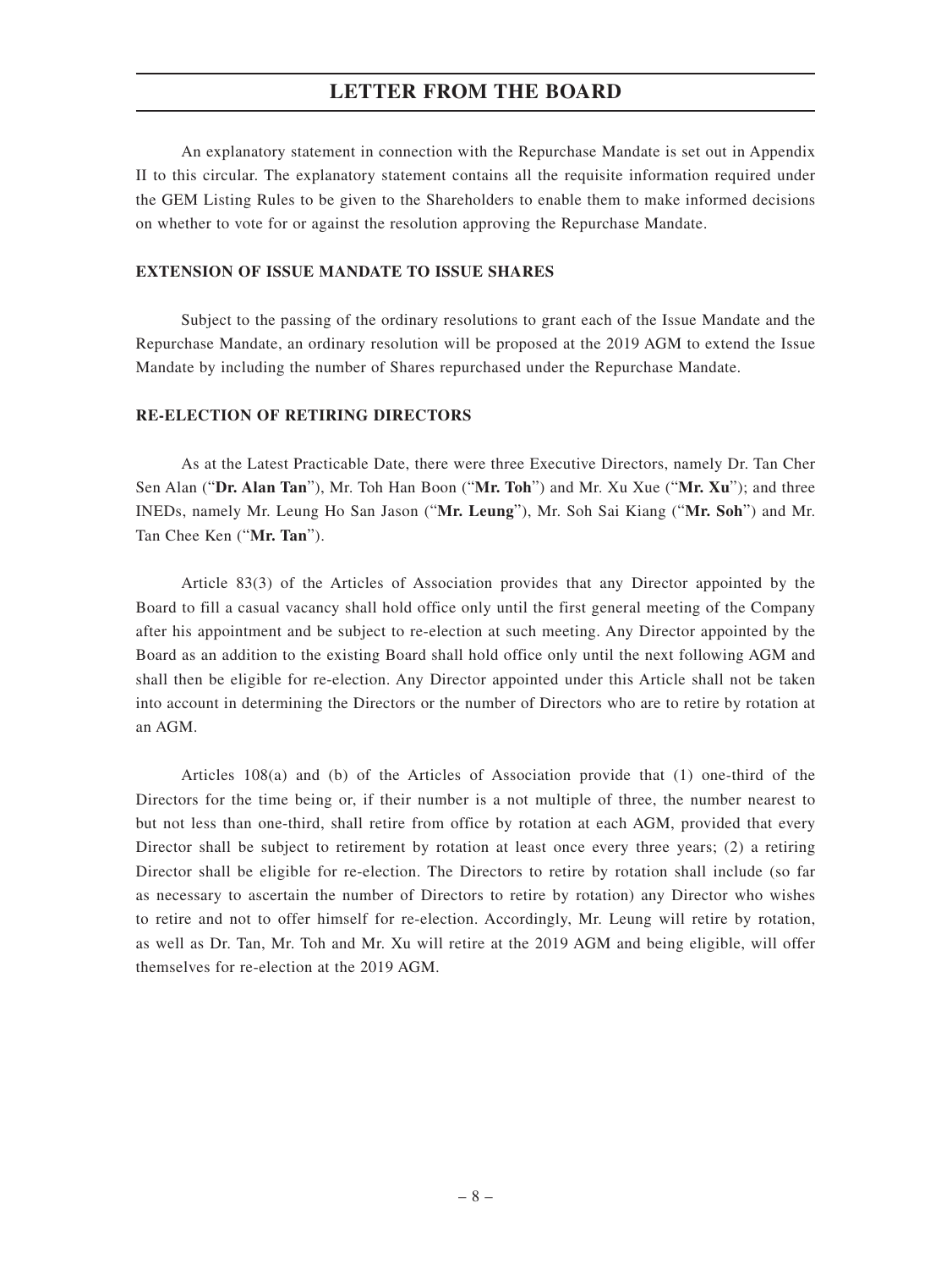# LETTER FROM THE BOARD

An explanatory statement in connection with the Repurchase Mandate is set out in Appendix II to this circular. The explanatory statement contains all the requisite information required under the GEM Listing Rules to be given to the Shareholders to enable them to make informed decisions on whether to vote for or against the resolution approving the Repurchase Mandate.

## EXTENSION OF ISSUE MANDATE TO ISSUE SHARES

Subject to the passing of the ordinary resolutions to grant each of the Issue Mandate and the Repurchase Mandate, an ordinary resolution will be proposed at the 2019 AGM to extend the Issue Mandate by including the number of Shares repurchased under the Repurchase Mandate.

## RE-ELECTION OF RETIRING DIRECTORS

As at the Latest Practicable Date, there were three Executive Directors, namely Dr. Tan Cher Sen Alan ("**Dr. Alan Tan**"), Mr. Toh Han Boon ("**Mr. Toh**") and Mr. Xu Xue ("**Mr. Xu**"); and three INEDs, namely Mr. Leung Ho San Jason ("**Mr. Leung**"), Mr. Soh Sai Kiang ("**Mr. Soh**") and Mr. Tan Chee Ken ("**Mr. Tan**").

Article 83(3) of the Articles of Association provides that any Director appointed by the Board to fill a casual vacancy shall hold office only until the first general meeting of the Company after his appointment and be subject to re-election at such meeting. Any Director appointed by the Board as an addition to the existing Board shall hold office only until the next following AGM and shall then be eligible for re-election. Any Director appointed under this Article shall not be taken into account in determining the Directors or the number of Directors who are to retire by rotation at an AGM.

Articles 108(a) and (b) of the Articles of Association provide that (1) one-third of the Directors for the time being or, if their number is a not multiple of three, the number nearest to but not less than one-third, shall retire from office by rotation at each AGM, provided that every Director shall be subject to retirement by rotation at least once every three years; (2) a retiring Director shall be eligible for re-election. The Directors to retire by rotation shall include (so far as necessary to ascertain the number of Directors to retire by rotation) any Director who wishes to retire and not to offer himself for re-election. Accordingly, Mr. Leung will retire by rotation, as well as Dr. Tan, Mr. Toh and Mr. Xu will retire at the 2019 AGM and being eligible, will offer themselves for re-election at the 2019 AGM.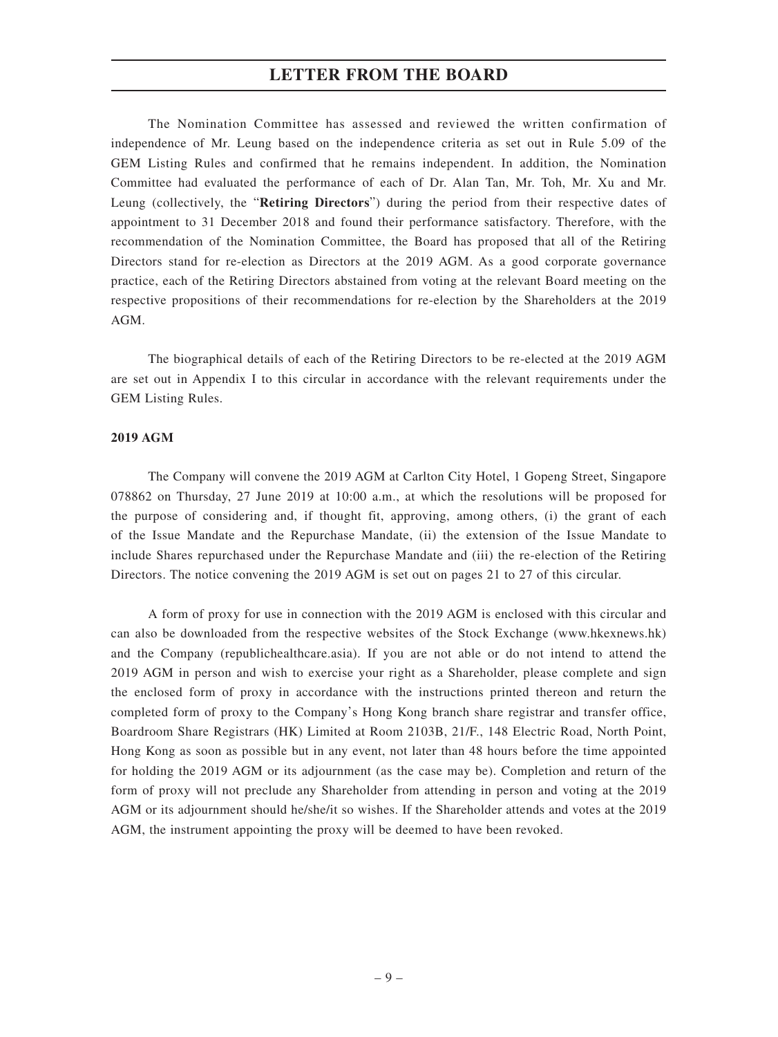The Nomination Committee has assessed and reviewed the written confirmation of independence of Mr. Leung based on the independence criteria as set out in Rule 5.09 of the GEM Listing Rules and confirmed that he remains independent. In addition, the Nomination Committee had evaluated the performance of each of Dr. Alan Tan, Mr. Toh, Mr. Xu and Mr. Leung (collectively, the "**Retiring Directors**") during the period from their respective dates of appointment to 31 December 2018 and found their performance satisfactory. Therefore, with the recommendation of the Nomination Committee, the Board has proposed that all of the Retiring Directors stand for re-election as Directors at the 2019 AGM. As a good corporate governance practice, each of the Retiring Directors abstained from voting at the relevant Board meeting on the respective propositions of their recommendations for re-election by the Shareholders at the 2019 AGM.

The biographical details of each of the Retiring Directors to be re-elected at the 2019 AGM are set out in Appendix I to this circular in accordance with the relevant requirements under the GEM Listing Rules.

**2019 AGM**

The Company will convene the 2019 AGM at Carlton City Hotel, 1 Gopeng Street, Singapore 078862 on Thursday, 27 June 2019 at 10:00 a.m., at which the resolutions will be proposed for the purpose of considering and, if thought fit, approving, among others, (i) the grant of each of the Issue Mandate and the Repurchase Mandate, (ii) the extension of the Issue Mandate to include Shares repurchased under the Repurchase Mandate and (iii) the re-election of the Retiring Directors. The notice convening the 2019 AGM is set out on pages 21 to 27 of this circular.

A form of proxy for use in connection with the 2019 AGM is enclosed with this circular and can also be downloaded from the respective websites of the Stock Exchange (www.hkexnews.hk) and the Company (republichealthcare.asia). If you are not able or do not intend to attend the 2019 AGM in person and wish to exercise your right as a Shareholder, please complete and sign the enclosed form of proxy in accordance with the instructions printed thereon and return the completed form of proxy to the Company's Hong Kong branch share registrar and transfer office, Boardroom Share Registrars (HK) Limited at Room 2103B, 21/F., 148 Electric Road, North Point, Hong Kong as soon as possible but in any event, not later than 48 hours before the time appointed for holding the 2019 AGM or its adjournment (as the case may be). Completion and return of the form of proxy will not preclude any Shareholder from attending in person and voting at the 2019 AGM or its adjournment should he/she/it so wishes. If the Shareholder attends and votes at the 2019 AGM, the instrument appointing the proxy will be deemed to have been revoked.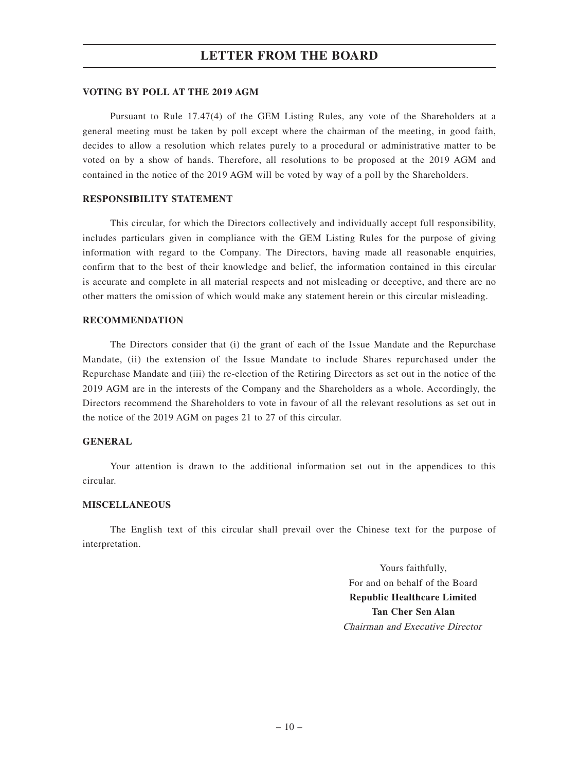## VOTING BY POLL AT THE 2019 AGM

Pursuant to Rule 17.47(4) of the GEM Listing Rules, any vote of the Shareholders at a general meeting must be taken by poll except where the chairman of the meeting, in good faith, decides to allow a resolution which relates purely to a procedural or administrative matter to be voted on by a show of hands. Therefore, all resolutions to be proposed at the 2019 AGM and contained in the notice of the 2019 AGM will be voted by way of a poll by the Shareholders.

## RESPONSIBILITY STATEMENT

This circular, for which the Directors collectively and individually accept full responsibility, includes particulars given in compliance with the GEM Listing Rules for the purpose of giving information with regard to the Company. The Directors, having made all reasonable enquiries, confirm that to the best of their knowledge and belief, the information contained in this circular is accurate and complete in all material respects and not misleading or deceptive, and there are no other matters the omission of which would make any statement herein or this circular misleading.

## RECOMMENDATION

The Directors consider that (i) the grant of each of the Issue Mandate and the Repurchase Mandate, (ii) the extension of the Issue Mandate to include Shares repurchased under the Repurchase Mandate and (iii) the re-election of the Retiring Directors as set out in the notice of the 2019 AGM are in the interests of the Company and the Shareholders as a whole. Accordingly, the Directors recommend the Shareholders to vote in favour of all the relevant resolutions as set out in the notice of the 2019 AGM on pages 21 to 27 of this circular.

## GENERAL

Your attention is drawn to the additional information set out in the appendices to this circular.

## MISCELLANEOUS

The English text of this circular shall prevail over the Chinese text for the purpose of interpretation.

Yours faithfully,
For and on behalf of the Board
**Republic Healthcare Limited**
**Tan Cher Sen Alan**
*Chairman and Executive Director*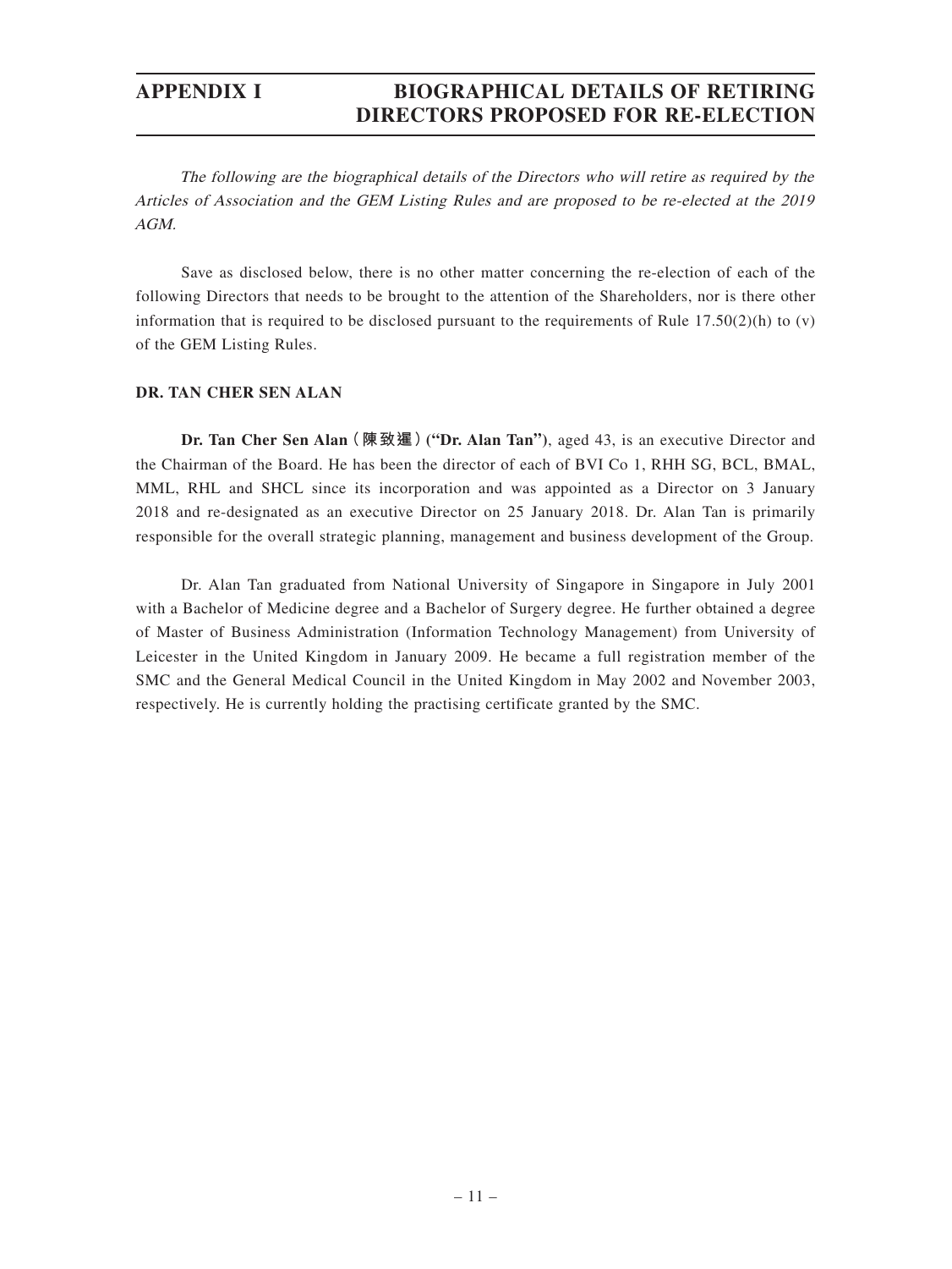# APPENDIX I BIOGRAPHICAL DETAILS OF RETIRING DIRECTORS PROPOSED FOR RE-ELECTION

*The following are the biographical details of the Directors who will retire as required by the Articles of Association and the GEM Listing Rules and are proposed to be re-elected at the 2019 AGM.*

Save as disclosed below, there is no other matter concerning the re-election of each of the following Directors that needs to be brought to the attention of the Shareholders, nor is there other information that is required to be disclosed pursuant to the requirements of Rule 17.50(2)(h) to (v) of the GEM Listing Rules.

## DR. TAN CHER SEN ALAN

**Dr. Tan Cher Sen Alan（陳致暹）("Dr. Alan Tan")**, aged 43, is an executive Director and the Chairman of the Board. He has been the director of each of BVI Co 1, RHH SG, BCL, BMAL, MML, RHL and SHCL since its incorporation and was appointed as a Director on 3 January 2018 and re-designated as an executive Director on 25 January 2018. Dr. Alan Tan is primarily responsible for the overall strategic planning, management and business development of the Group.

Dr. Alan Tan graduated from National University of Singapore in Singapore in July 2001 with a Bachelor of Medicine degree and a Bachelor of Surgery degree. He further obtained a degree of Master of Business Administration (Information Technology Management) from University of Leicester in the United Kingdom in January 2009. He became a full registration member of the SMC and the General Medical Council in the United Kingdom in May 2002 and November 2003, respectively. He is currently holding the practising certificate granted by the SMC.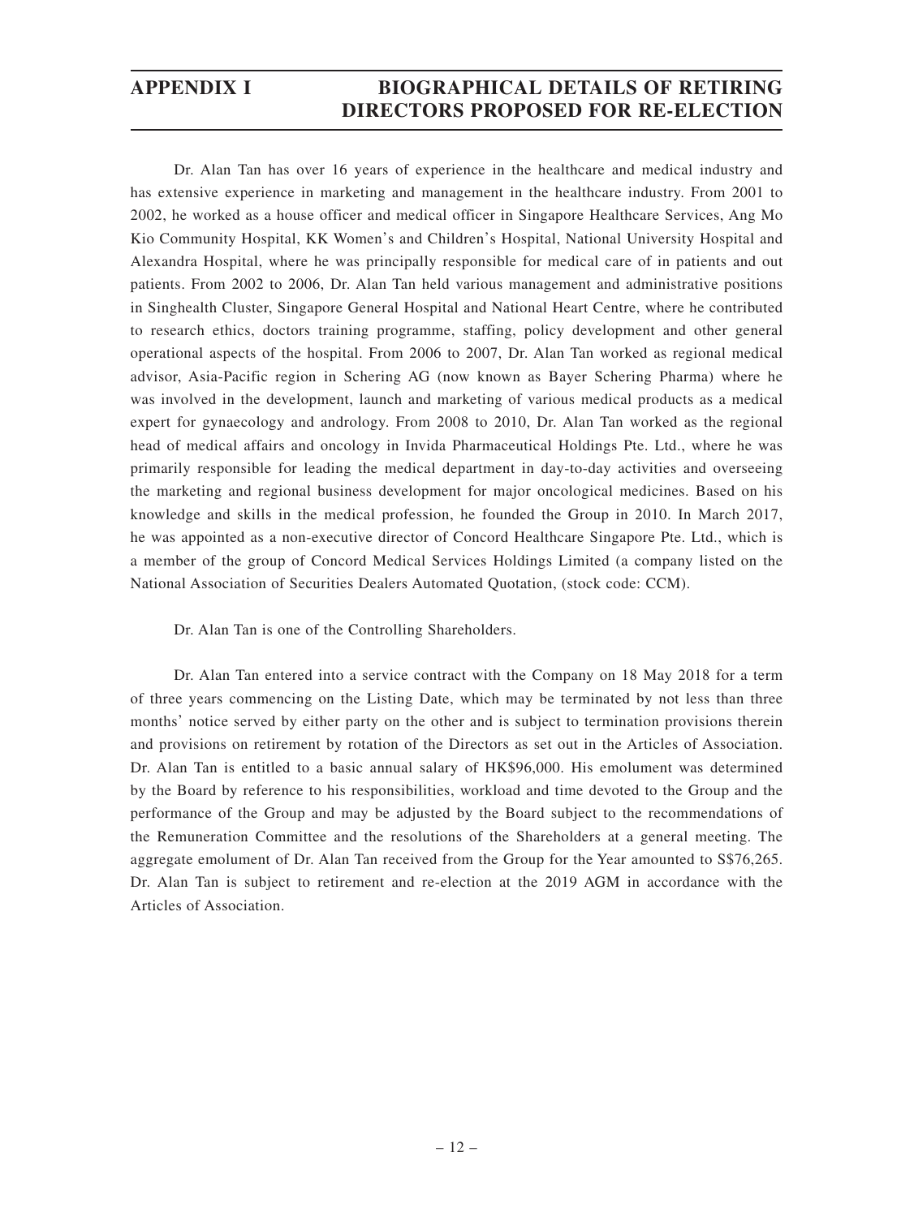Dr. Alan Tan has over 16 years of experience in the healthcare and medical industry and has extensive experience in marketing and management in the healthcare industry. From 2001 to 2002, he worked as a house officer and medical officer in Singapore Healthcare Services, Ang Mo Kio Community Hospital, KK Women's and Children's Hospital, National University Hospital and Alexandra Hospital, where he was principally responsible for medical care of in patients and out patients. From 2002 to 2006, Dr. Alan Tan held various management and administrative positions in Singhealth Cluster, Singapore General Hospital and National Heart Centre, where he contributed to research ethics, doctors training programme, staffing, policy development and other general operational aspects of the hospital. From 2006 to 2007, Dr. Alan Tan worked as regional medical advisor, Asia-Pacific region in Schering AG (now known as Bayer Schering Pharma) where he was involved in the development, launch and marketing of various medical products as a medical expert for gynaecology and andrology. From 2008 to 2010, Dr. Alan Tan worked as the regional head of medical affairs and oncology in Invida Pharmaceutical Holdings Pte. Ltd., where he was primarily responsible for leading the medical department in day-to-day activities and overseeing the marketing and regional business development for major oncological medicines. Based on his knowledge and skills in the medical profession, he founded the Group in 2010. In March 2017, he was appointed as a non-executive director of Concord Healthcare Singapore Pte. Ltd., which is a member of the group of Concord Medical Services Holdings Limited (a company listed on the National Association of Securities Dealers Automated Quotation, (stock code: CCM).

Dr. Alan Tan is one of the Controlling Shareholders.

Dr. Alan Tan entered into a service contract with the Company on 18 May 2018 for a term of three years commencing on the Listing Date, which may be terminated by not less than three months' notice served by either party on the other and is subject to termination provisions therein and provisions on retirement by rotation of the Directors as set out in the Articles of Association. Dr. Alan Tan is entitled to a basic annual salary of HK$96,000. His emolument was determined by the Board by reference to his responsibilities, workload and time devoted to the Group and the performance of the Group and may be adjusted by the Board subject to the recommendations of the Remuneration Committee and the resolutions of the Shareholders at a general meeting. The aggregate emolument of Dr. Alan Tan received from the Group for the Year amounted to S$76,265. Dr. Alan Tan is subject to retirement and re-election at the 2019 AGM in accordance with the Articles of Association.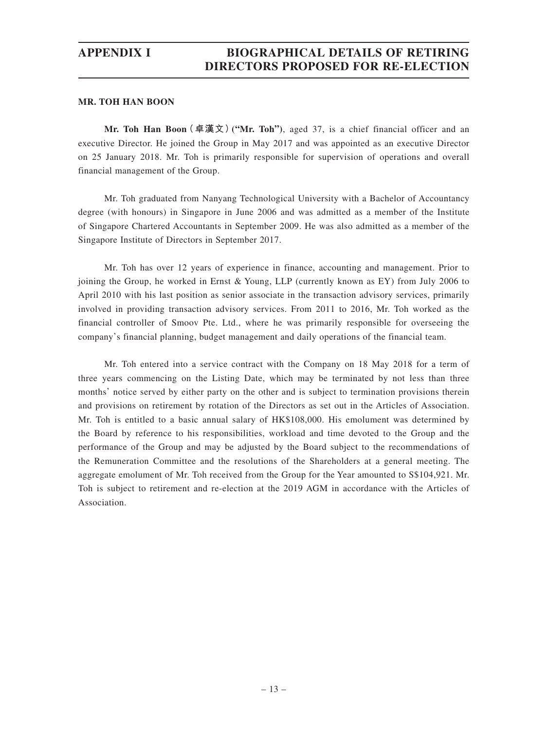## MR. TOH HAN BOON

**Mr. Toh Han Boon**（**卓漢文**）**("Mr. Toh")**, aged 37, is a chief financial officer and an executive Director. He joined the Group in May 2017 and was appointed as an executive Director on 25 January 2018. Mr. Toh is primarily responsible for supervision of operations and overall financial management of the Group.

Mr. Toh graduated from Nanyang Technological University with a Bachelor of Accountancy degree (with honours) in Singapore in June 2006 and was admitted as a member of the Institute of Singapore Chartered Accountants in September 2009. He was also admitted as a member of the Singapore Institute of Directors in September 2017.

Mr. Toh has over 12 years of experience in finance, accounting and management. Prior to joining the Group, he worked in Ernst & Young, LLP (currently known as EY) from July 2006 to April 2010 with his last position as senior associate in the transaction advisory services, primarily involved in providing transaction advisory services. From 2011 to 2016, Mr. Toh worked as the financial controller of Smoov Pte. Ltd., where he was primarily responsible for overseeing the company's financial planning, budget management and daily operations of the financial team.

Mr. Toh entered into a service contract with the Company on 18 May 2018 for a term of three years commencing on the Listing Date, which may be terminated by not less than three months' notice served by either party on the other and is subject to termination provisions therein and provisions on retirement by rotation of the Directors as set out in the Articles of Association. Mr. Toh is entitled to a basic annual salary of HK$108,000. His emolument was determined by the Board by reference to his responsibilities, workload and time devoted to the Group and the performance of the Group and may be adjusted by the Board subject to the recommendations of the Remuneration Committee and the resolutions of the Shareholders at a general meeting. The aggregate emolument of Mr. Toh received from the Group for the Year amounted to S$104,921. Mr. Toh is subject to retirement and re-election at the 2019 AGM in accordance with the Articles of Association.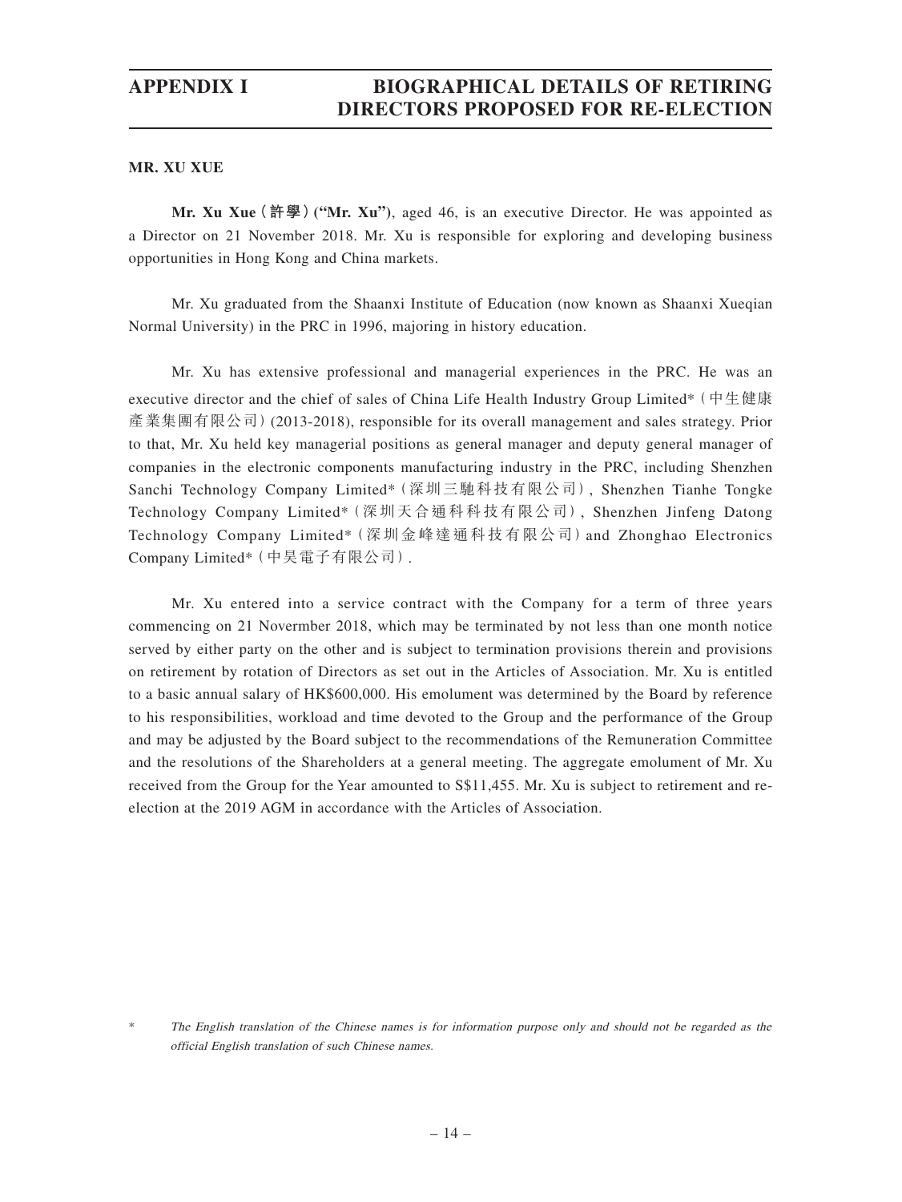## MR. XU XUE

**Mr. Xu Xue（許學）("Mr. Xu")**, aged 46, is an executive Director. He was appointed as a Director on 21 November 2018. Mr. Xu is responsible for exploring and developing business opportunities in Hong Kong and China markets.

Mr. Xu graduated from the Shaanxi Institute of Education (now known as Shaanxi Xueqian Normal University) in the PRC in 1996, majoring in history education.

Mr. Xu has extensive professional and managerial experiences in the PRC. He was an executive director and the chief of sales of China Life Health Industry Group Limited*（中生健康產業集團有限公司）(2013-2018), responsible for its overall management and sales strategy. Prior to that, Mr. Xu held key managerial positions as general manager and deputy general manager of companies in the electronic components manufacturing industry in the PRC, including Shenzhen Sanchi Technology Company Limited*（深圳三馳科技有限公司）, Shenzhen Tianhe Tongke Technology Company Limited*（深圳天合通科科技有限公司）, Shenzhen Jinfeng Datong Technology Company Limited*（深圳金峰達通科技有限公司）and Zhonghao Electronics Company Limited*（中昊電子有限公司）.

Mr. Xu entered into a service contract with the Company for a term of three years commencing on 21 Novermber 2018, which may be terminated by not less than one month notice served by either party on the other and is subject to termination provisions therein and provisions on retirement by rotation of Directors as set out in the Articles of Association. Mr. Xu is entitled to a basic annual salary of HK$600,000. His emolument was determined by the Board by reference to his responsibilities, workload and time devoted to the Group and the performance of the Group and may be adjusted by the Board subject to the recommendations of the Remuneration Committee and the resolutions of the Shareholders at a general meeting. The aggregate emolument of Mr. Xu received from the Group for the Year amounted to S$11,455. Mr. Xu is subject to retirement and re-election at the 2019 AGM in accordance with the Articles of Association.

\* *The English translation of the Chinese names is for information purpose only and should not be regarded as the official English translation of such Chinese names.*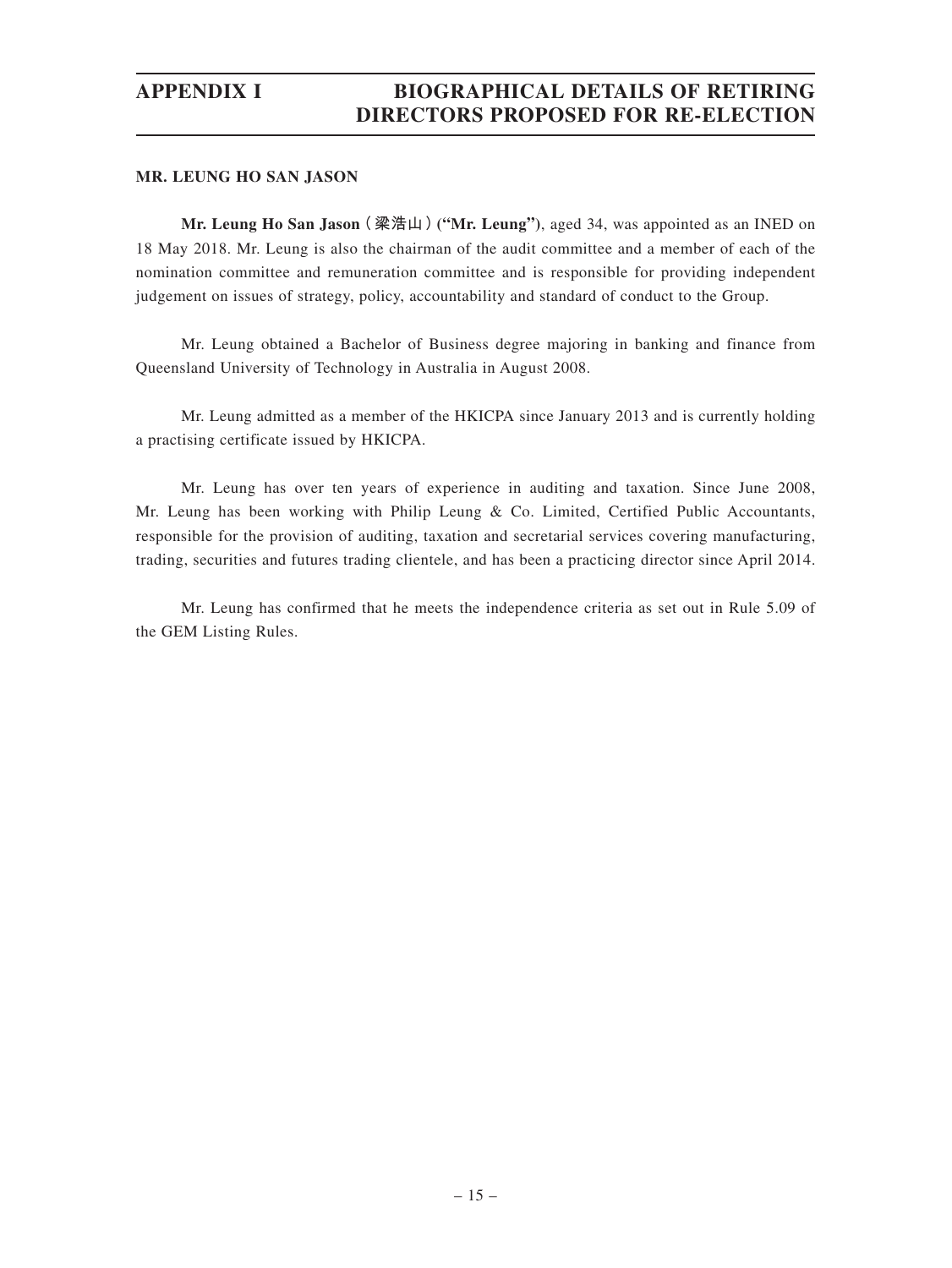# APPENDIX I BIOGRAPHICAL DETAILS OF RETIRING DIRECTORS PROPOSED FOR RE-ELECTION

## MR. LEUNG HO SAN JASON

**Mr. Leung Ho San Jason**（梁浩山）**("Mr. Leung")**, aged 34, was appointed as an INED on 18 May 2018. Mr. Leung is also the chairman of the audit committee and a member of each of the nomination committee and remuneration committee and is responsible for providing independent judgement on issues of strategy, policy, accountability and standard of conduct to the Group.

Mr. Leung obtained a Bachelor of Business degree majoring in banking and finance from Queensland University of Technology in Australia in August 2008.

Mr. Leung admitted as a member of the HKICPA since January 2013 and is currently holding a practising certificate issued by HKICPA.

Mr. Leung has over ten years of experience in auditing and taxation. Since June 2008, Mr. Leung has been working with Philip Leung & Co. Limited, Certified Public Accountants, responsible for the provision of auditing, taxation and secretarial services covering manufacturing, trading, securities and futures trading clientele, and has been a practicing director since April 2014.

Mr. Leung has confirmed that he meets the independence criteria as set out in Rule 5.09 of the GEM Listing Rules.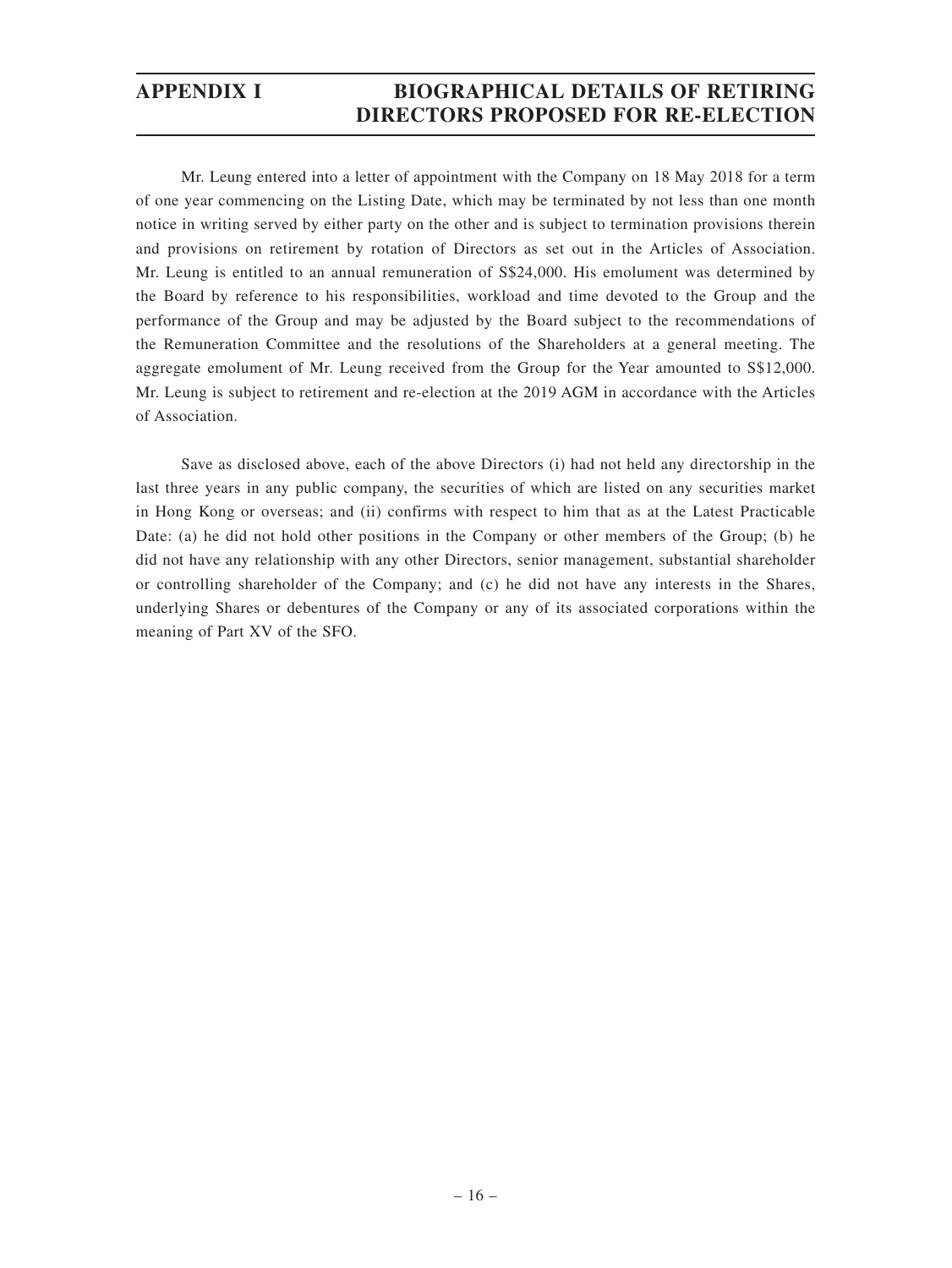Mr. Leung entered into a letter of appointment with the Company on 18 May 2018 for a term of one year commencing on the Listing Date, which may be terminated by not less than one month notice in writing served by either party on the other and is subject to termination provisions therein and provisions on retirement by rotation of Directors as set out in the Articles of Association. Mr. Leung is entitled to an annual remuneration of S$24,000. His emolument was determined by the Board by reference to his responsibilities, workload and time devoted to the Group and the performance of the Group and may be adjusted by the Board subject to the recommendations of the Remuneration Committee and the resolutions of the Shareholders at a general meeting. The aggregate emolument of Mr. Leung received from the Group for the Year amounted to S$12,000. Mr. Leung is subject to retirement and re-election at the 2019 AGM in accordance with the Articles of Association.

Save as disclosed above, each of the above Directors (i) had not held any directorship in the last three years in any public company, the securities of which are listed on any securities market in Hong Kong or overseas; and (ii) confirms with respect to him that as at the Latest Practicable Date: (a) he did not hold other positions in the Company or other members of the Group; (b) he did not have any relationship with any other Directors, senior management, substantial shareholder or controlling shareholder of the Company; and (c) he did not have any interests in the Shares, underlying Shares or debentures of the Company or any of its associated corporations within the meaning of Part XV of the SFO.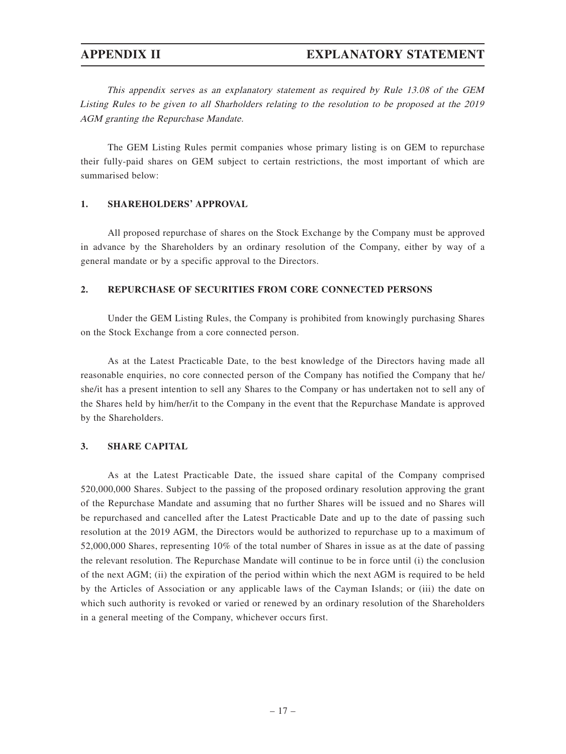# APPENDIX II — EXPLANATORY STATEMENT

*This appendix serves as an explanatory statement as required by Rule 13.08 of the GEM Listing Rules to be given to all Sharholders relating to the resolution to be proposed at the 2019 AGM granting the Repurchase Mandate.*

The GEM Listing Rules permit companies whose primary listing is on GEM to repurchase their fully-paid shares on GEM subject to certain restrictions, the most important of which are summarised below:

## 1. SHAREHOLDERS' APPROVAL

All proposed repurchase of shares on the Stock Exchange by the Company must be approved in advance by the Shareholders by an ordinary resolution of the Company, either by way of a general mandate or by a specific approval to the Directors.

## 2. REPURCHASE OF SECURITIES FROM CORE CONNECTED PERSONS

Under the GEM Listing Rules, the Company is prohibited from knowingly purchasing Shares on the Stock Exchange from a core connected person.

As at the Latest Practicable Date, to the best knowledge of the Directors having made all reasonable enquiries, no core connected person of the Company has notified the Company that he/she/it has a present intention to sell any Shares to the Company or has undertaken not to sell any of the Shares held by him/her/it to the Company in the event that the Repurchase Mandate is approved by the Shareholders.

## 3. SHARE CAPITAL

As at the Latest Practicable Date, the issued share capital of the Company comprised 520,000,000 Shares. Subject to the passing of the proposed ordinary resolution approving the grant of the Repurchase Mandate and assuming that no further Shares will be issued and no Shares will be repurchased and cancelled after the Latest Practicable Date and up to the date of passing such resolution at the 2019 AGM, the Directors would be authorized to repurchase up to a maximum of 52,000,000 Shares, representing 10% of the total number of Shares in issue as at the date of passing the relevant resolution. The Repurchase Mandate will continue to be in force until (i) the conclusion of the next AGM; (ii) the expiration of the period within which the next AGM is required to be held by the Articles of Association or any applicable laws of the Cayman Islands; or (iii) the date on which such authority is revoked or varied or renewed by an ordinary resolution of the Shareholders in a general meeting of the Company, whichever occurs first.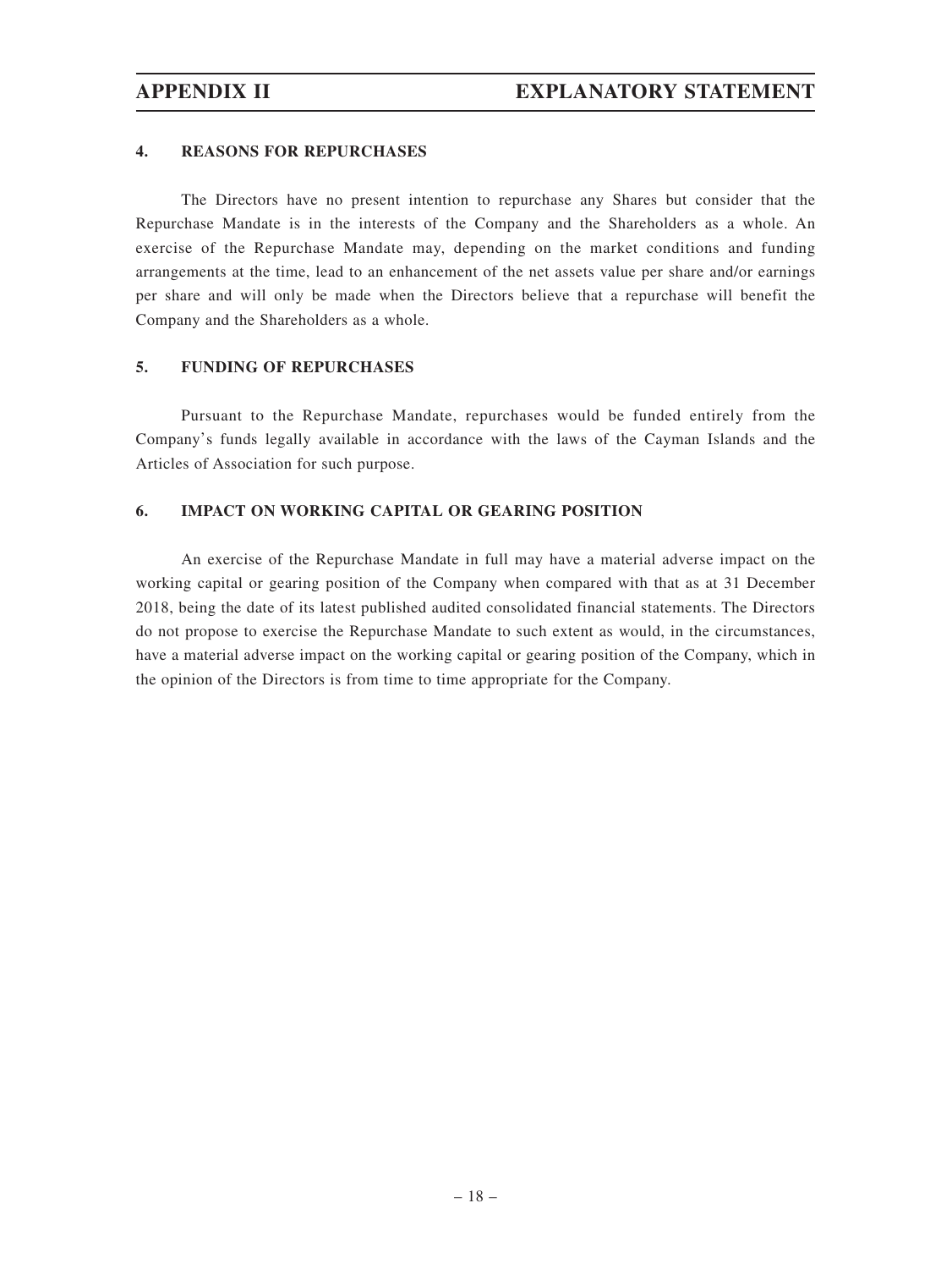#### 4. REASONS FOR REPURCHASES

The Directors have no present intention to repurchase any Shares but consider that the Repurchase Mandate is in the interests of the Company and the Shareholders as a whole. An exercise of the Repurchase Mandate may, depending on the market conditions and funding arrangements at the time, lead to an enhancement of the net assets value per share and/or earnings per share and will only be made when the Directors believe that a repurchase will benefit the Company and the Shareholders as a whole.

#### 5. FUNDING OF REPURCHASES

Pursuant to the Repurchase Mandate, repurchases would be funded entirely from the Company's funds legally available in accordance with the laws of the Cayman Islands and the Articles of Association for such purpose.

#### 6. IMPACT ON WORKING CAPITAL OR GEARING POSITION

An exercise of the Repurchase Mandate in full may have a material adverse impact on the working capital or gearing position of the Company when compared with that as at 31 December 2018, being the date of its latest published audited consolidated financial statements. The Directors do not propose to exercise the Repurchase Mandate to such extent as would, in the circumstances, have a material adverse impact on the working capital or gearing position of the Company, which in the opinion of the Directors is from time to time appropriate for the Company.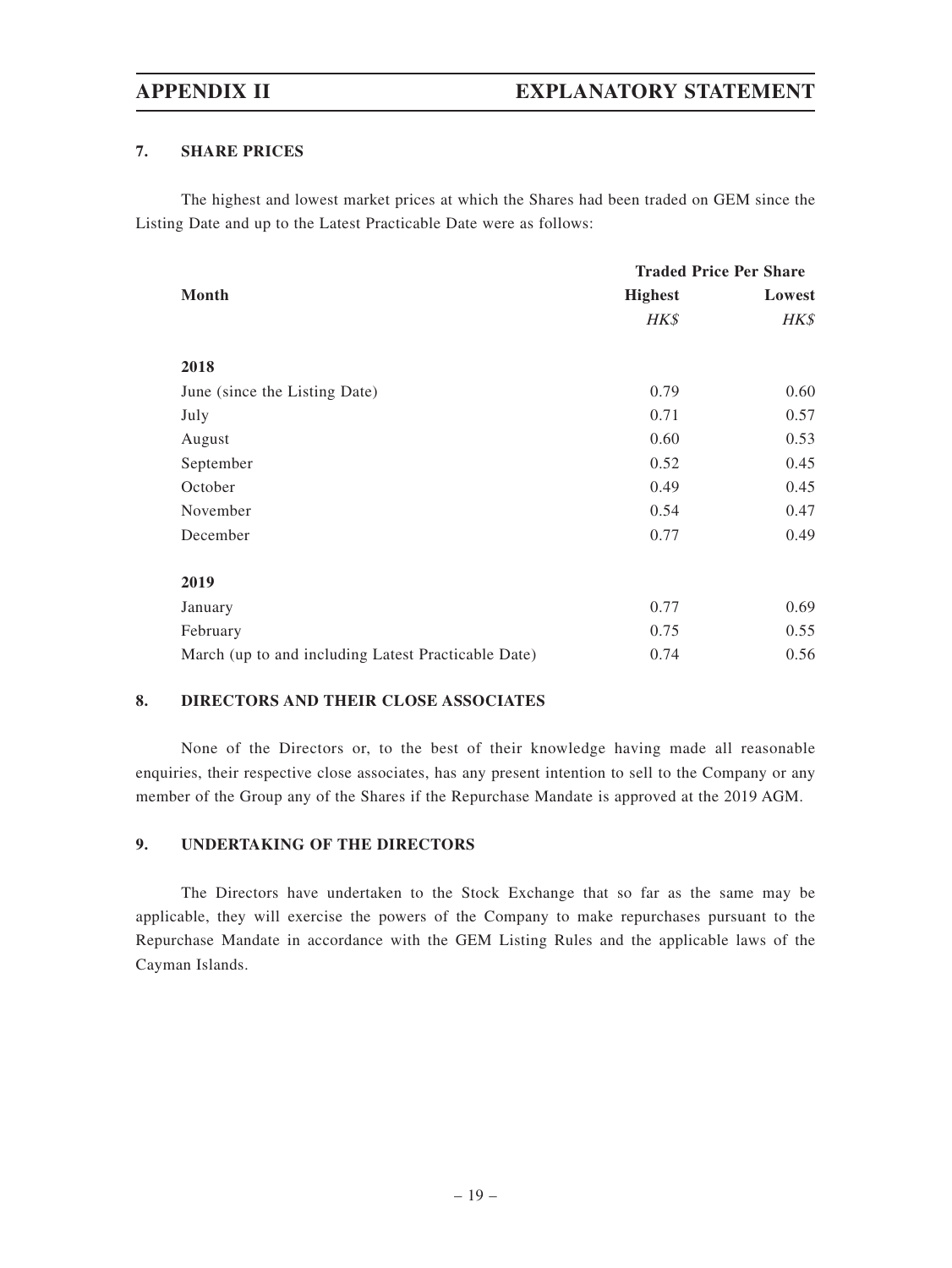## 7. SHARE PRICES

The highest and lowest market prices at which the Shares had been traded on GEM since the Listing Date and up to the Latest Practicable Date were as follows:

| Month | Traded Price Per Share | |
|---|---|---|
| | **Highest** | **Lowest** |
| | *HK$* | *HK$* |
| **2018** | | |
| June (since the Listing Date) | 0.79 | 0.60 |
| July | 0.71 | 0.57 |
| August | 0.60 | 0.53 |
| September | 0.52 | 0.45 |
| October | 0.49 | 0.45 |
| November | 0.54 | 0.47 |
| December | 0.77 | 0.49 |
| **2019** | | |
| January | 0.77 | 0.69 |
| February | 0.75 | 0.55 |
| March (up to and including Latest Practicable Date) | 0.74 | 0.56 |

## 8. DIRECTORS AND THEIR CLOSE ASSOCIATES

None of the Directors or, to the best of their knowledge having made all reasonable enquiries, their respective close associates, has any present intention to sell to the Company or any member of the Group any of the Shares if the Repurchase Mandate is approved at the 2019 AGM.

## 9. UNDERTAKING OF THE DIRECTORS

The Directors have undertaken to the Stock Exchange that so far as the same may be applicable, they will exercise the powers of the Company to make repurchases pursuant to the Repurchase Mandate in accordance with the GEM Listing Rules and the applicable laws of the Cayman Islands.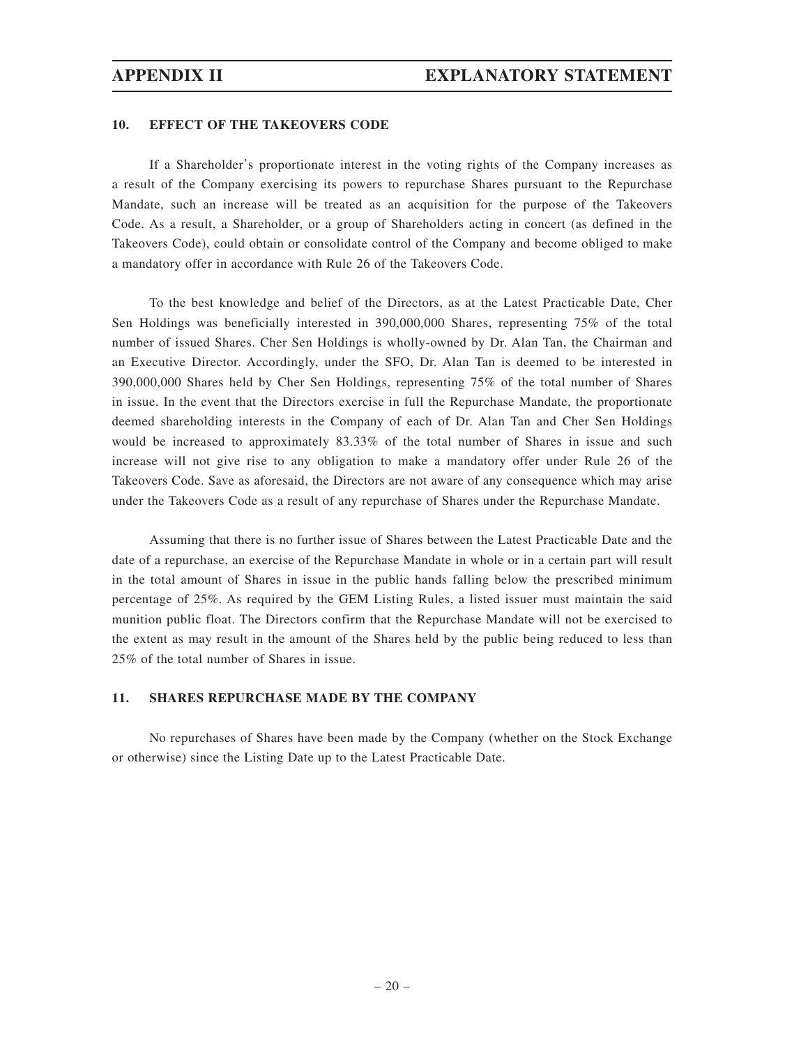## 10. EFFECT OF THE TAKEOVERS CODE

If a Shareholder's proportionate interest in the voting rights of the Company increases as a result of the Company exercising its powers to repurchase Shares pursuant to the Repurchase Mandate, such an increase will be treated as an acquisition for the purpose of the Takeovers Code. As a result, a Shareholder, or a group of Shareholders acting in concert (as defined in the Takeovers Code), could obtain or consolidate control of the Company and become obliged to make a mandatory offer in accordance with Rule 26 of the Takeovers Code.

To the best knowledge and belief of the Directors, as at the Latest Practicable Date, Cher Sen Holdings was beneficially interested in 390,000,000 Shares, representing 75% of the total number of issued Shares. Cher Sen Holdings is wholly-owned by Dr. Alan Tan, the Chairman and an Executive Director. Accordingly, under the SFO, Dr. Alan Tan is deemed to be interested in 390,000,000 Shares held by Cher Sen Holdings, representing 75% of the total number of Shares in issue. In the event that the Directors exercise in full the Repurchase Mandate, the proportionate deemed shareholding interests in the Company of each of Dr. Alan Tan and Cher Sen Holdings would be increased to approximately 83.33% of the total number of Shares in issue and such increase will not give rise to any obligation to make a mandatory offer under Rule 26 of the Takeovers Code. Save as aforesaid, the Directors are not aware of any consequence which may arise under the Takeovers Code as a result of any repurchase of Shares under the Repurchase Mandate.

Assuming that there is no further issue of Shares between the Latest Practicable Date and the date of a repurchase, an exercise of the Repurchase Mandate in whole or in a certain part will result in the total amount of Shares in issue in the public hands falling below the prescribed minimum percentage of 25%. As required by the GEM Listing Rules, a listed issuer must maintain the said munition public float. The Directors confirm that the Repurchase Mandate will not be exercised to the extent as may result in the amount of the Shares held by the public being reduced to less than 25% of the total number of Shares in issue.

## 11. SHARES REPURCHASE MADE BY THE COMPANY

No repurchases of Shares have been made by the Company (whether on the Stock Exchange or otherwise) since the Listing Date up to the Latest Practicable Date.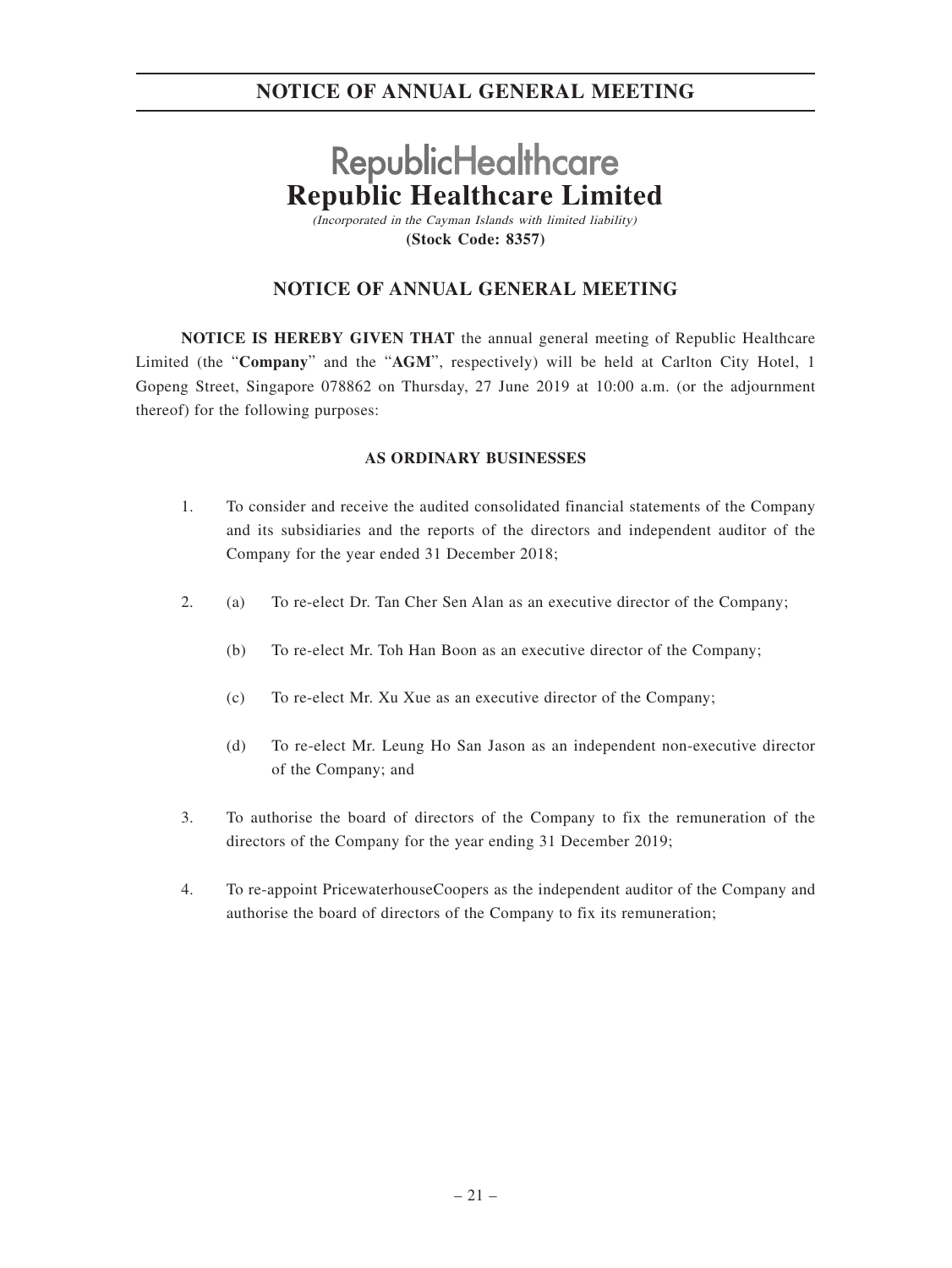# NOTICE OF ANNUAL GENERAL MEETING

RepublicHealthcare

**Republic Healthcare Limited**

*(Incorporated in the Cayman Islands with limited liability)*

**(Stock Code: 8357)**

## NOTICE OF ANNUAL GENERAL MEETING

**NOTICE IS HEREBY GIVEN THAT** the annual general meeting of Republic Healthcare Limited (the "**Company**" and the "**AGM**", respectively) will be held at Carlton City Hotel, 1 Gopeng Street, Singapore 078862 on Thursday, 27 June 2019 at 10:00 a.m. (or the adjournment thereof) for the following purposes:

### AS ORDINARY BUSINESSES

1. To consider and receive the audited consolidated financial statements of the Company and its subsidiaries and the reports of the directors and independent auditor of the Company for the year ended 31 December 2018;

2. (a) To re-elect Dr. Tan Cher Sen Alan as an executive director of the Company;

   (b) To re-elect Mr. Toh Han Boon as an executive director of the Company;

   (c) To re-elect Mr. Xu Xue as an executive director of the Company;

   (d) To re-elect Mr. Leung Ho San Jason as an independent non-executive director of the Company; and

3. To authorise the board of directors of the Company to fix the remuneration of the directors of the Company for the year ending 31 December 2019;

4. To re-appoint PricewaterhouseCoopers as the independent auditor of the Company and authorise the board of directors of the Company to fix its remuneration;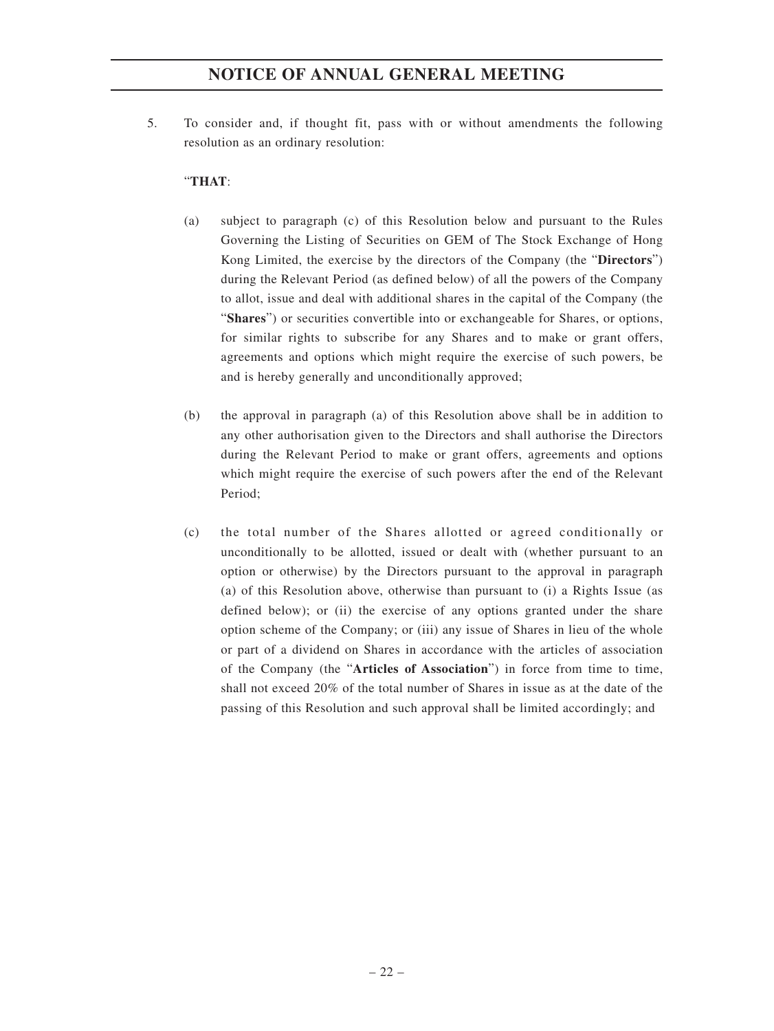## NOTICE OF ANNUAL GENERAL MEETING

5. To consider and, if thought fit, pass with or without amendments the following resolution as an ordinary resolution:

   "**THAT**:

   (a) subject to paragraph (c) of this Resolution below and pursuant to the Rules Governing the Listing of Securities on GEM of The Stock Exchange of Hong Kong Limited, the exercise by the directors of the Company (the "**Directors**") during the Relevant Period (as defined below) of all the powers of the Company to allot, issue and deal with additional shares in the capital of the Company (the "**Shares**") or securities convertible into or exchangeable for Shares, or options, for similar rights to subscribe for any Shares and to make or grant offers, agreements and options which might require the exercise of such powers, be and is hereby generally and unconditionally approved;

   (b) the approval in paragraph (a) of this Resolution above shall be in addition to any other authorisation given to the Directors and shall authorise the Directors during the Relevant Period to make or grant offers, agreements and options which might require the exercise of such powers after the end of the Relevant Period;

   (c) the total number of the Shares allotted or agreed conditionally or unconditionally to be allotted, issued or dealt with (whether pursuant to an option or otherwise) by the Directors pursuant to the approval in paragraph (a) of this Resolution above, otherwise than pursuant to (i) a Rights Issue (as defined below); or (ii) the exercise of any options granted under the share option scheme of the Company; or (iii) any issue of Shares in lieu of the whole or part of a dividend on Shares in accordance with the articles of association of the Company (the "**Articles of Association**") in force from time to time, shall not exceed 20% of the total number of Shares in issue as at the date of the passing of this Resolution and such approval shall be limited accordingly; and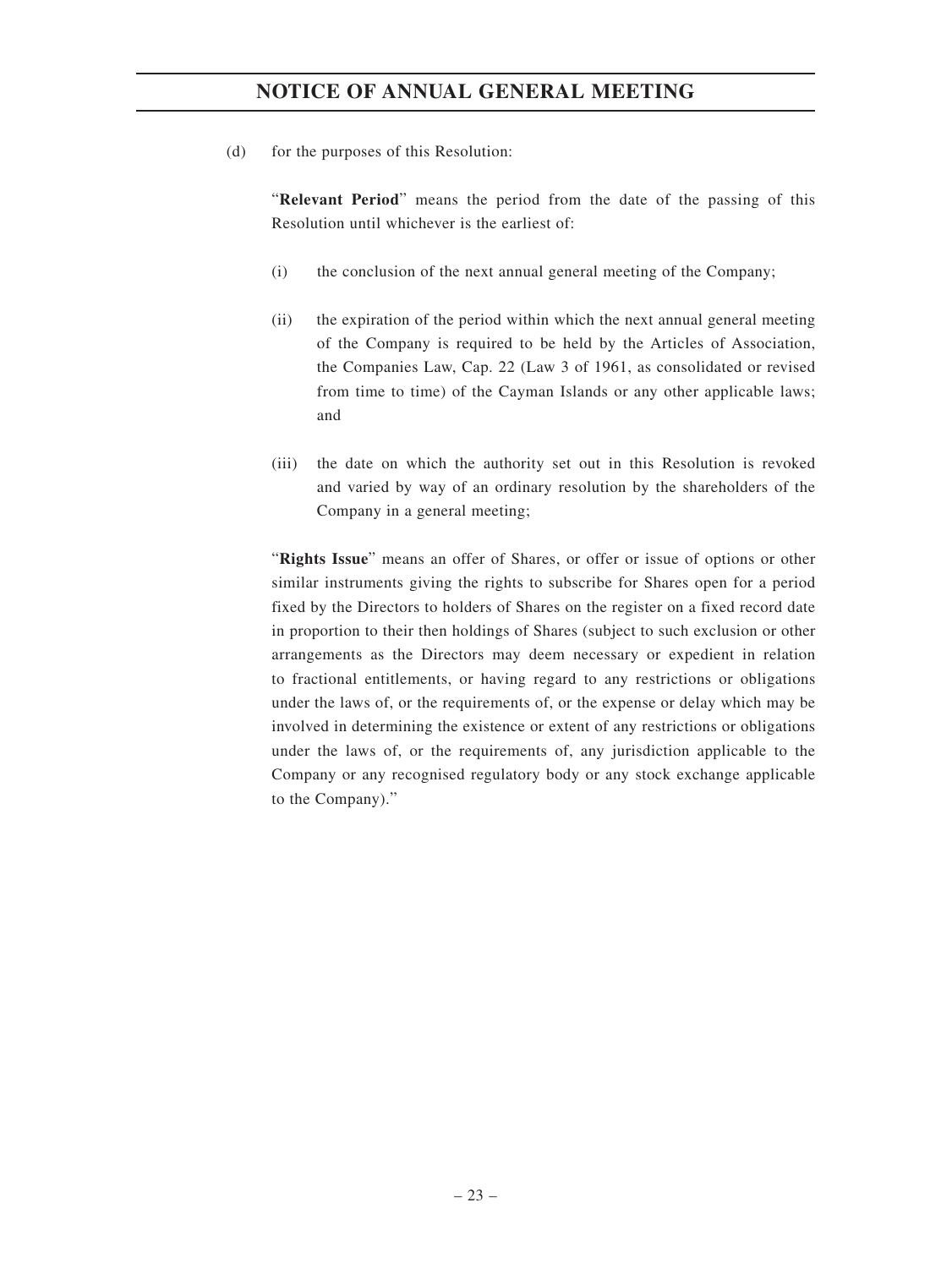(d) for the purposes of this Resolution:

"**Relevant Period**" means the period from the date of the passing of this Resolution until whichever is the earliest of:

(i) the conclusion of the next annual general meeting of the Company;

(ii) the expiration of the period within which the next annual general meeting of the Company is required to be held by the Articles of Association, the Companies Law, Cap. 22 (Law 3 of 1961, as consolidated or revised from time to time) of the Cayman Islands or any other applicable laws; and

(iii) the date on which the authority set out in this Resolution is revoked and varied by way of an ordinary resolution by the shareholders of the Company in a general meeting;

"**Rights Issue**" means an offer of Shares, or offer or issue of options or other similar instruments giving the rights to subscribe for Shares open for a period fixed by the Directors to holders of Shares on the register on a fixed record date in proportion to their then holdings of Shares (subject to such exclusion or other arrangements as the Directors may deem necessary or expedient in relation to fractional entitlements, or having regard to any restrictions or obligations under the laws of, or the requirements of, or the expense or delay which may be involved in determining the existence or extent of any restrictions or obligations under the laws of, or the requirements of, any jurisdiction applicable to the Company or any recognised regulatory body or any stock exchange applicable to the Company)."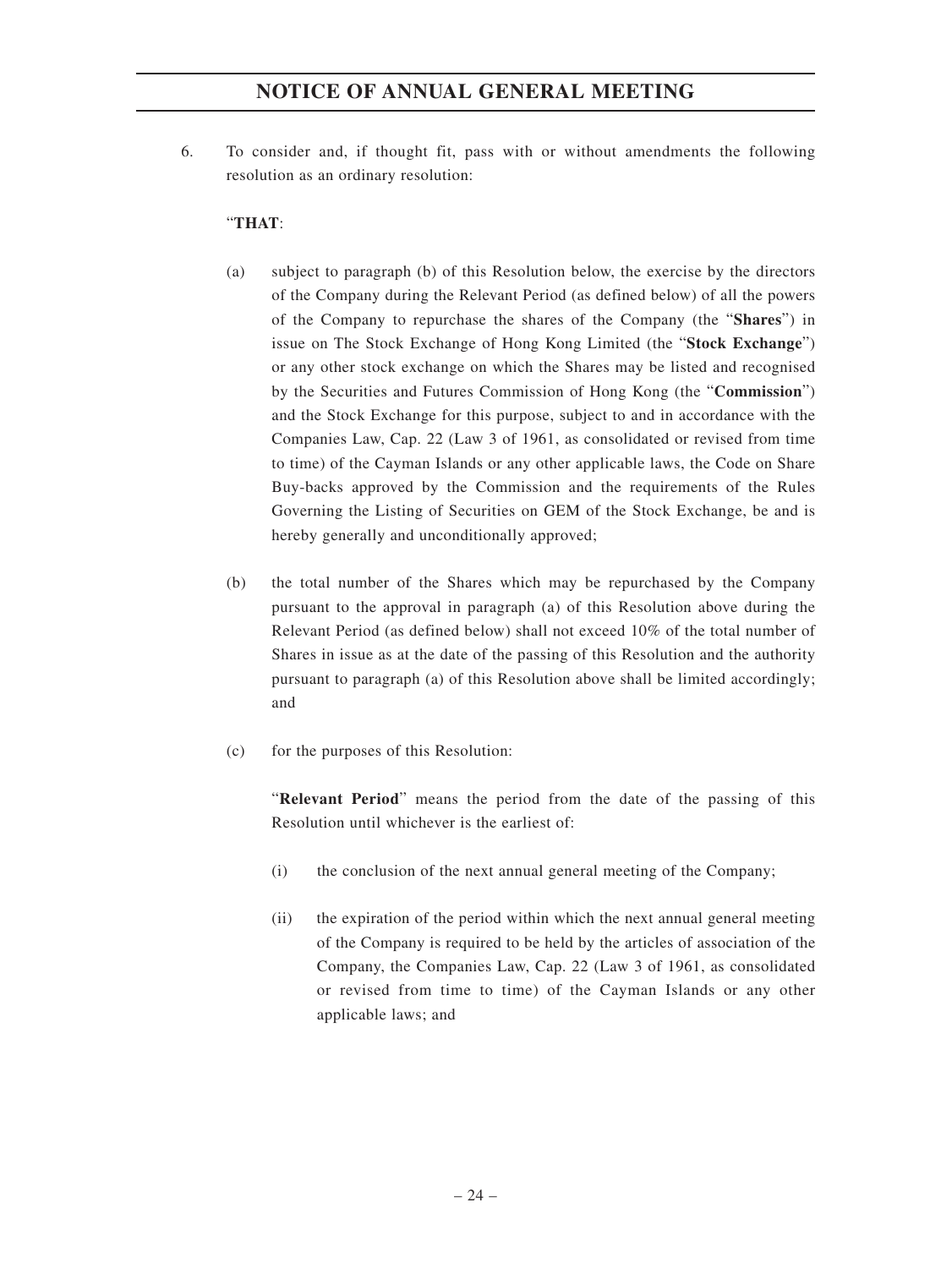6. To consider and, if thought fit, pass with or without amendments the following resolution as an ordinary resolution:

   "**THAT**:

   (a) subject to paragraph (b) of this Resolution below, the exercise by the directors of the Company during the Relevant Period (as defined below) of all the powers of the Company to repurchase the shares of the Company (the "**Shares**") in issue on The Stock Exchange of Hong Kong Limited (the "**Stock Exchange**") or any other stock exchange on which the Shares may be listed and recognised by the Securities and Futures Commission of Hong Kong (the "**Commission**") and the Stock Exchange for this purpose, subject to and in accordance with the Companies Law, Cap. 22 (Law 3 of 1961, as consolidated or revised from time to time) of the Cayman Islands or any other applicable laws, the Code on Share Buy-backs approved by the Commission and the requirements of the Rules Governing the Listing of Securities on GEM of the Stock Exchange, be and is hereby generally and unconditionally approved;

   (b) the total number of the Shares which may be repurchased by the Company pursuant to the approval in paragraph (a) of this Resolution above during the Relevant Period (as defined below) shall not exceed 10% of the total number of Shares in issue as at the date of the passing of this Resolution and the authority pursuant to paragraph (a) of this Resolution above shall be limited accordingly; and

   (c) for the purposes of this Resolution:

   "**Relevant Period**" means the period from the date of the passing of this Resolution until whichever is the earliest of:

   (i) the conclusion of the next annual general meeting of the Company;

   (ii) the expiration of the period within which the next annual general meeting of the Company is required to be held by the articles of association of the Company, the Companies Law, Cap. 22 (Law 3 of 1961, as consolidated or revised from time to time) of the Cayman Islands or any other applicable laws; and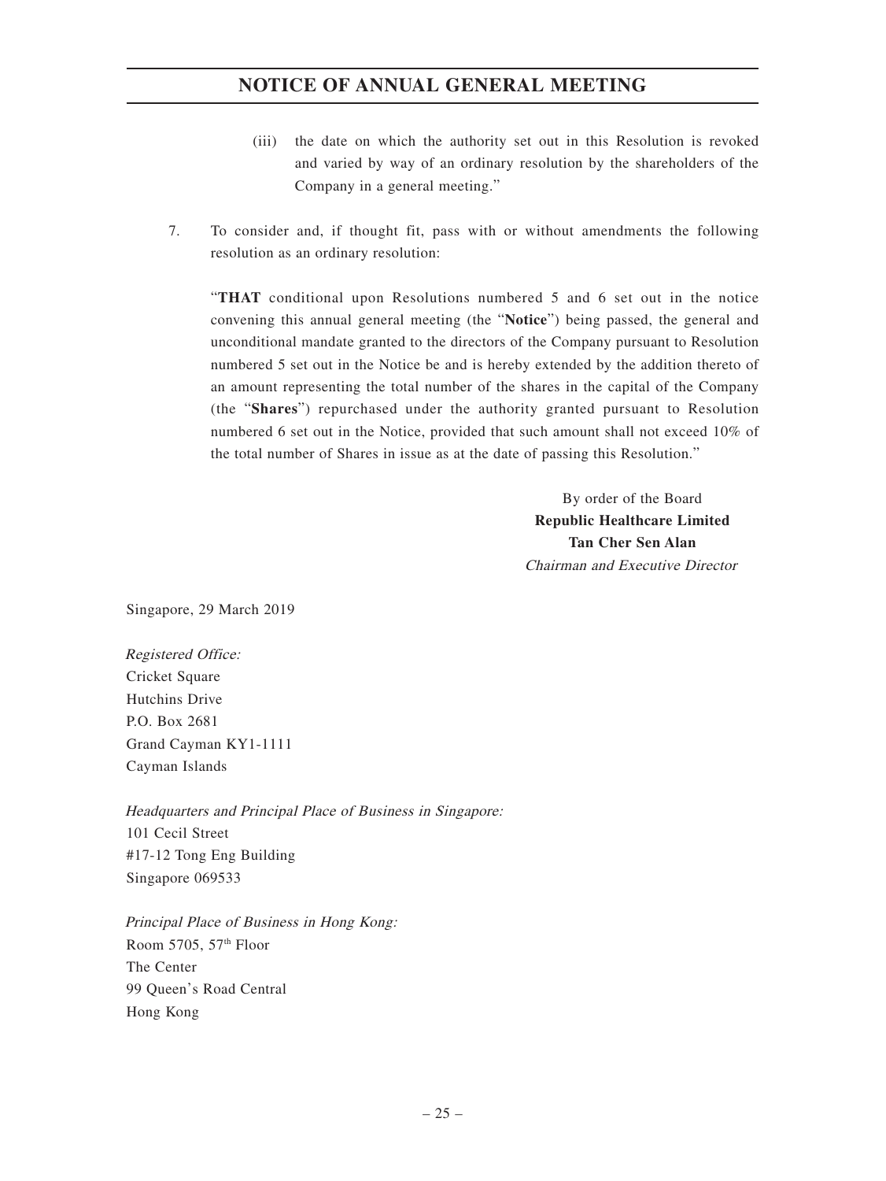(iii) the date on which the authority set out in this Resolution is revoked and varied by way of an ordinary resolution by the shareholders of the Company in a general meeting."

7. To consider and, if thought fit, pass with or without amendments the following resolution as an ordinary resolution:

"**THAT** conditional upon Resolutions numbered 5 and 6 set out in the notice convening this annual general meeting (the "**Notice**") being passed, the general and unconditional mandate granted to the directors of the Company pursuant to Resolution numbered 5 set out in the Notice be and is hereby extended by the addition thereto of an amount representing the total number of the shares in the capital of the Company (the "**Shares**") repurchased under the authority granted pursuant to Resolution numbered 6 set out in the Notice, provided that such amount shall not exceed 10% of the total number of Shares in issue as at the date of passing this Resolution."

By order of the Board
**Republic Healthcare Limited**
**Tan Cher Sen Alan**
*Chairman and Executive Director*

Singapore, 29 March 2019

*Registered Office:*
Cricket Square
Hutchins Drive
P.O. Box 2681
Grand Cayman KY1-1111
Cayman Islands

*Headquarters and Principal Place of Business in Singapore:*
101 Cecil Street
#17-12 Tong Eng Building
Singapore 069533

*Principal Place of Business in Hong Kong:*
Room 5705, 57th Floor
The Center
99 Queen's Road Central
Hong Kong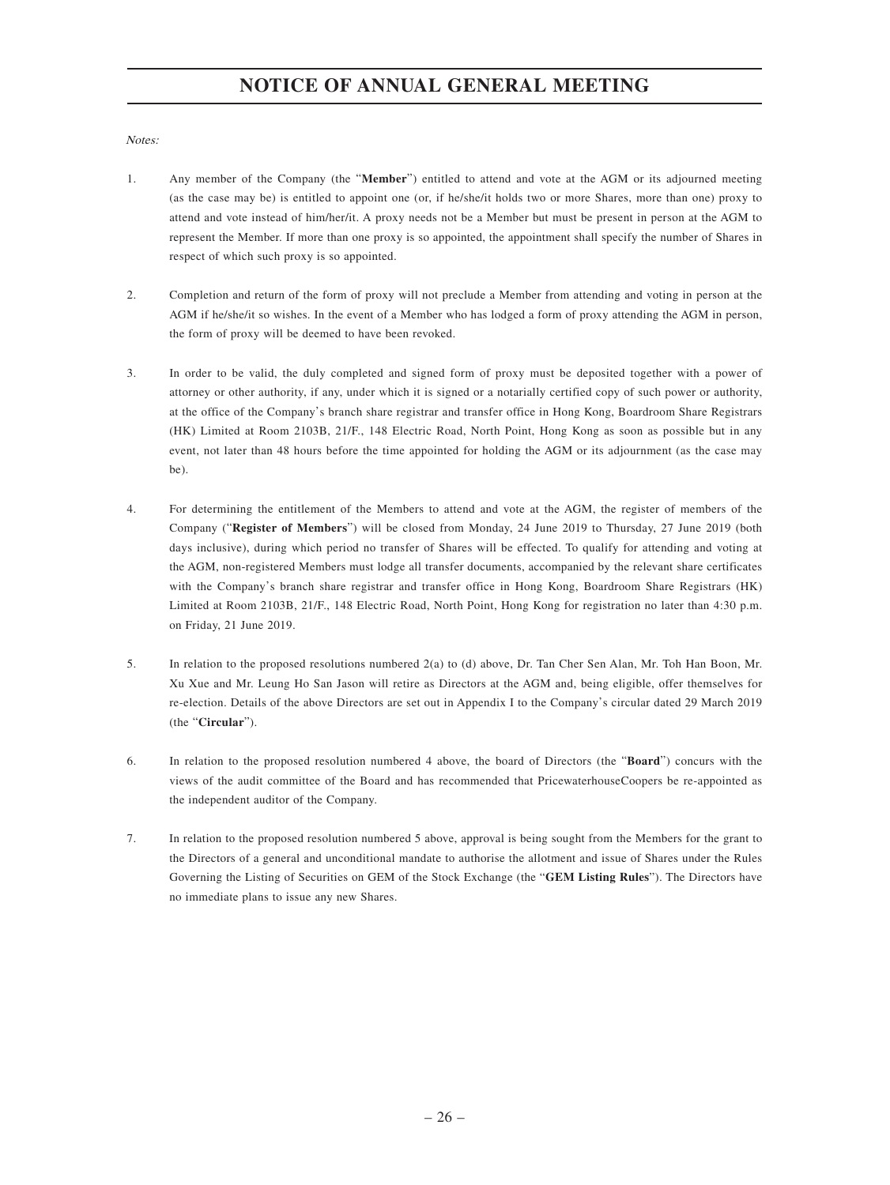# NOTICE OF ANNUAL GENERAL MEETING

*Notes:*

1. Any member of the Company (the "**Member**") entitled to attend and vote at the AGM or its adjourned meeting (as the case may be) is entitled to appoint one (or, if he/she/it holds two or more Shares, more than one) proxy to attend and vote instead of him/her/it. A proxy needs not be a Member but must be present in person at the AGM to represent the Member. If more than one proxy is so appointed, the appointment shall specify the number of Shares in respect of which such proxy is so appointed.

2. Completion and return of the form of proxy will not preclude a Member from attending and voting in person at the AGM if he/she/it so wishes. In the event of a Member who has lodged a form of proxy attending the AGM in person, the form of proxy will be deemed to have been revoked.

3. In order to be valid, the duly completed and signed form of proxy must be deposited together with a power of attorney or other authority, if any, under which it is signed or a notarially certified copy of such power or authority, at the office of the Company's branch share registrar and transfer office in Hong Kong, Boardroom Share Registrars (HK) Limited at Room 2103B, 21/F., 148 Electric Road, North Point, Hong Kong as soon as possible but in any event, not later than 48 hours before the time appointed for holding the AGM or its adjournment (as the case may be).

4. For determining the entitlement of the Members to attend and vote at the AGM, the register of members of the Company ("**Register of Members**") will be closed from Monday, 24 June 2019 to Thursday, 27 June 2019 (both days inclusive), during which period no transfer of Shares will be effected. To qualify for attending and voting at the AGM, non-registered Members must lodge all transfer documents, accompanied by the relevant share certificates with the Company's branch share registrar and transfer office in Hong Kong, Boardroom Share Registrars (HK) Limited at Room 2103B, 21/F., 148 Electric Road, North Point, Hong Kong for registration no later than 4:30 p.m. on Friday, 21 June 2019.

5. In relation to the proposed resolutions numbered 2(a) to (d) above, Dr. Tan Cher Sen Alan, Mr. Toh Han Boon, Mr. Xu Xue and Mr. Leung Ho San Jason will retire as Directors at the AGM and, being eligible, offer themselves for re-election. Details of the above Directors are set out in Appendix I to the Company's circular dated 29 March 2019 (the "**Circular**").

6. In relation to the proposed resolution numbered 4 above, the board of Directors (the "**Board**") concurs with the views of the audit committee of the Board and has recommended that PricewaterhouseCoopers be re-appointed as the independent auditor of the Company.

7. In relation to the proposed resolution numbered 5 above, approval is being sought from the Members for the grant to the Directors of a general and unconditional mandate to authorise the allotment and issue of Shares under the Rules Governing the Listing of Securities on GEM of the Stock Exchange (the "**GEM Listing Rules**"). The Directors have no immediate plans to issue any new Shares.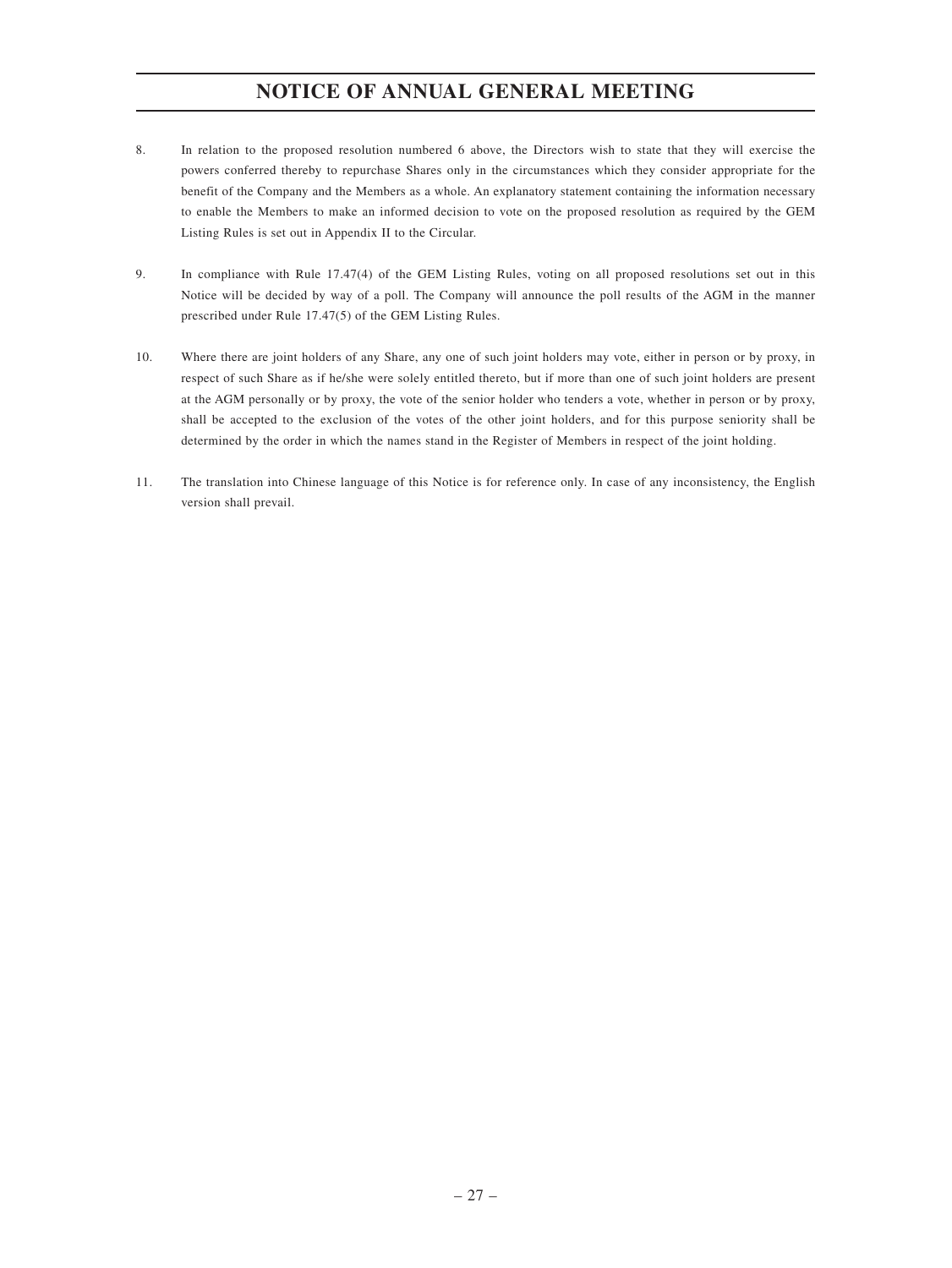8. In relation to the proposed resolution numbered 6 above, the Directors wish to state that they will exercise the powers conferred thereby to repurchase Shares only in the circumstances which they consider appropriate for the benefit of the Company and the Members as a whole. An explanatory statement containing the information necessary to enable the Members to make an informed decision to vote on the proposed resolution as required by the GEM Listing Rules is set out in Appendix II to the Circular.

9. In compliance with Rule 17.47(4) of the GEM Listing Rules, voting on all proposed resolutions set out in this Notice will be decided by way of a poll. The Company will announce the poll results of the AGM in the manner prescribed under Rule 17.47(5) of the GEM Listing Rules.

10. Where there are joint holders of any Share, any one of such joint holders may vote, either in person or by proxy, in respect of such Share as if he/she were solely entitled thereto, but if more than one of such joint holders are present at the AGM personally or by proxy, the vote of the senior holder who tenders a vote, whether in person or by proxy, shall be accepted to the exclusion of the votes of the other joint holders, and for this purpose seniority shall be determined by the order in which the names stand in the Register of Members in respect of the joint holding.

11. The translation into Chinese language of this Notice is for reference only. In case of any inconsistency, the English version shall prevail.